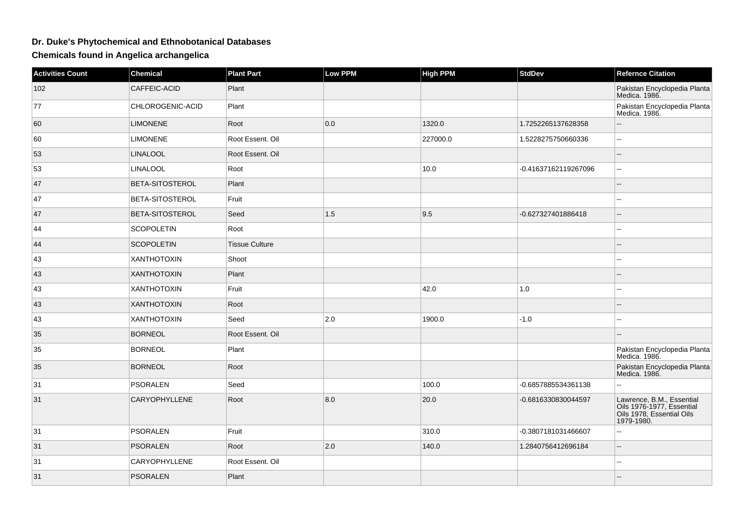# Dr. Duke's Phytochemical and Ethnobotanical Databases

## Chemicals found in Angelica archangelica

| Activities Count | Chemical | Plant Part | Low PPM | High PPM | StdDev | Refernce Citation |
|---|---|---|---|---|---|---|
| 102 | CAFFEIC-ACID | Plant | | | | Pakistan Encyclopedia Planta Medica. 1986. |
| 77 | CHLOROGENIC-ACID | Plant | | | | Pakistan Encyclopedia Planta Medica. 1986. |
| 60 | LIMONENE | Root | 0.0 | 1320.0 | 1.7252265137628358 | -- |
| 60 | LIMONENE | Root Essent. Oil | | 227000.0 | 1.5228275750660336 | -- |
| 53 | LINALOOL | Root Essent. Oil | | | | -- |
| 53 | LINALOOL | Root | | 10.0 | -0.41637162119267096 | -- |
| 47 | BETA-SITOSTEROL | Plant | | | | -- |
| 47 | BETA-SITOSTEROL | Fruit | | | | -- |
| 47 | BETA-SITOSTEROL | Seed | 1.5 | 9.5 | -0.627327401886418 | -- |
| 44 | SCOPOLETIN | Root | | | | -- |
| 44 | SCOPOLETIN | Tissue Culture | | | | -- |
| 43 | XANTHOTOXIN | Shoot | | | | -- |
| 43 | XANTHOTOXIN | Plant | | | | -- |
| 43 | XANTHOTOXIN | Fruit | | 42.0 | 1.0 | -- |
| 43 | XANTHOTOXIN | Root | | | | -- |
| 43 | XANTHOTOXIN | Seed | 2.0 | 1900.0 | -1.0 | -- |
| 35 | BORNEOL | Root Essent. Oil | | | | -- |
| 35 | BORNEOL | Plant | | | | Pakistan Encyclopedia Planta Medica. 1986. |
| 35 | BORNEOL | Root | | | | Pakistan Encyclopedia Planta Medica. 1986. |
| 31 | PSORALEN | Seed | | 100.0 | -0.6857885534361138 | -- |
| 31 | CARYOPHYLLENE | Root | 8.0 | 20.0 | -0.6816330830044597 | Lawrence, B.M., Essential Oils 1976-1977, Essential Oils 1978, Essential Oils 1979-1980. |
| 31 | PSORALEN | Fruit | | 310.0 | -0.3807181031466607 | -- |
| 31 | PSORALEN | Root | 2.0 | 140.0 | 1.2840756412696184 | -- |
| 31 | CARYOPHYLLENE | Root Essent. Oil | | | | -- |
| 31 | PSORALEN | Plant | | | | -- |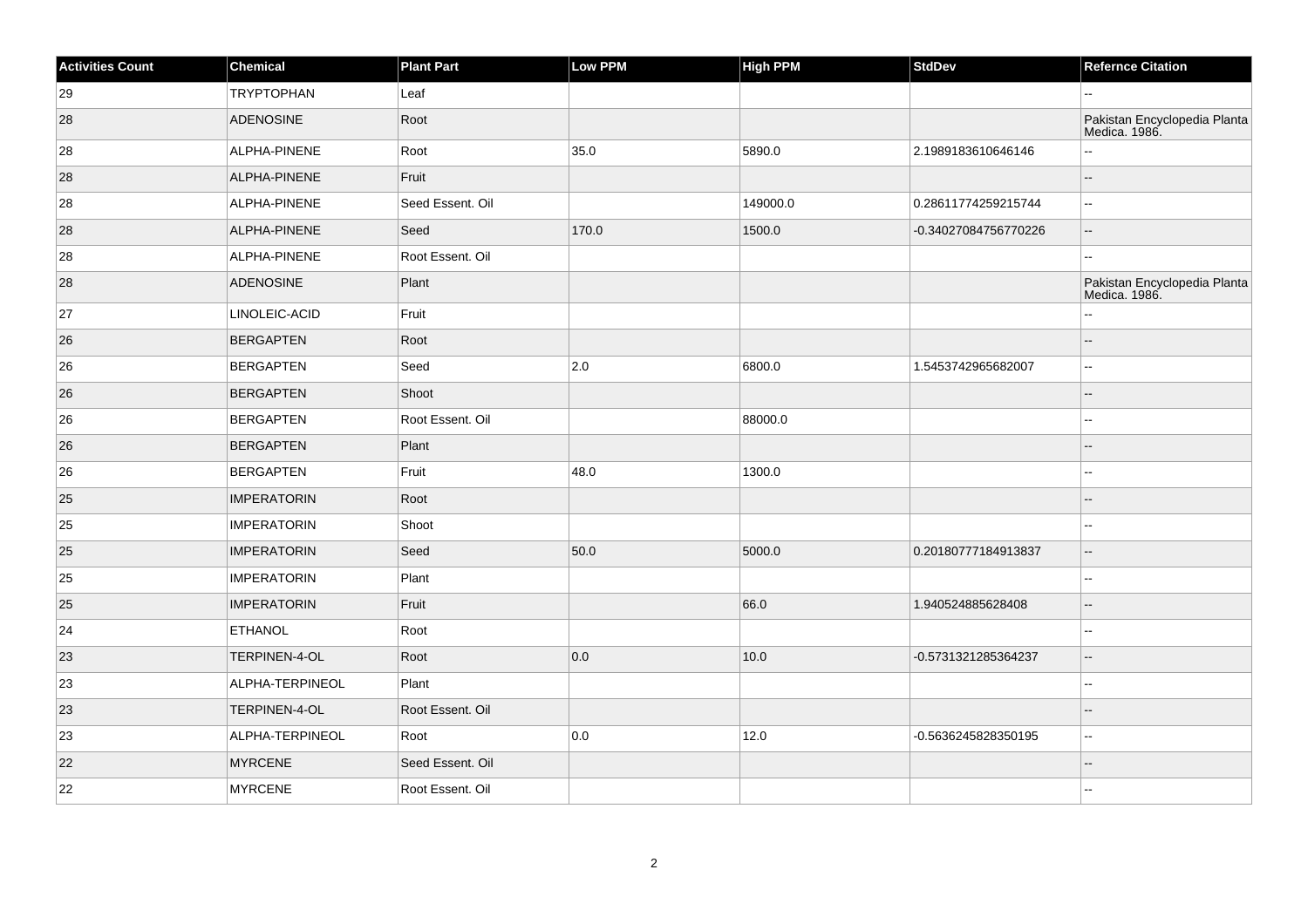| Activities Count | Chemical | Plant Part | Low PPM | High PPM | StdDev | Refernce Citation |
| --- | --- | --- | --- | --- | --- | --- |
| 29 | TRYPTOPHAN | Leaf | | | | -- |
| 28 | ADENOSINE | Root | | | | Pakistan Encyclopedia Planta Medica. 1986. |
| 28 | ALPHA-PINENE | Root | 35.0 | 5890.0 | 2.1989183610646146 | -- |
| 28 | ALPHA-PINENE | Fruit | | | | -- |
| 28 | ALPHA-PINENE | Seed Essent. Oil | | 149000.0 | 0.28611774259215744 | -- |
| 28 | ALPHA-PINENE | Seed | 170.0 | 1500.0 | -0.34027084756770226 | -- |
| 28 | ALPHA-PINENE | Root Essent. Oil | | | | -- |
| 28 | ADENOSINE | Plant | | | | Pakistan Encyclopedia Planta Medica. 1986. |
| 27 | LINOLEIC-ACID | Fruit | | | | -- |
| 26 | BERGAPTEN | Root | | | | -- |
| 26 | BERGAPTEN | Seed | 2.0 | 6800.0 | 1.5453742965682007 | -- |
| 26 | BERGAPTEN | Shoot | | | | -- |
| 26 | BERGAPTEN | Root Essent. Oil | | 88000.0 | | -- |
| 26 | BERGAPTEN | Plant | | | | -- |
| 26 | BERGAPTEN | Fruit | 48.0 | 1300.0 | | -- |
| 25 | IMPERATORIN | Root | | | | -- |
| 25 | IMPERATORIN | Shoot | | | | -- |
| 25 | IMPERATORIN | Seed | 50.0 | 5000.0 | 0.20180777184913837 | -- |
| 25 | IMPERATORIN | Plant | | | | -- |
| 25 | IMPERATORIN | Fruit | | 66.0 | 1.940524885628408 | -- |
| 24 | ETHANOL | Root | | | | -- |
| 23 | TERPINEN-4-OL | Root | 0.0 | 10.0 | -0.5731321285364237 | -- |
| 23 | ALPHA-TERPINEOL | Plant | | | | -- |
| 23 | TERPINEN-4-OL | Root Essent. Oil | | | | -- |
| 23 | ALPHA-TERPINEOL | Root | 0.0 | 12.0 | -0.5636245828350195 | -- |
| 22 | MYRCENE | Seed Essent. Oil | | | | -- |
| 22 | MYRCENE | Root Essent. Oil | | | | -- |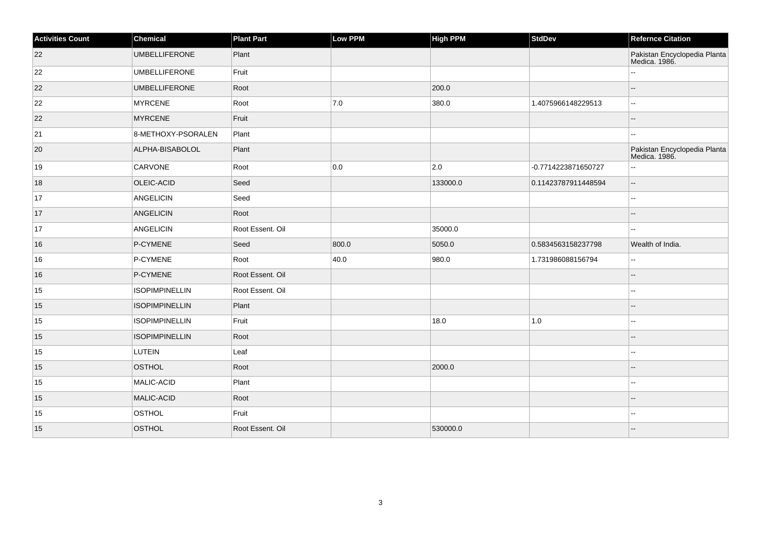| Activities Count | Chemical | Plant Part | Low PPM | High PPM | StdDev | Refernce Citation |
|---|---|---|---|---|---|---|
| 22 | UMBELLIFERONE | Plant | | | | Pakistan Encyclopedia Planta Medica. 1986. |
| 22 | UMBELLIFERONE | Fruit | | | | -- |
| 22 | UMBELLIFERONE | Root | | 200.0 | | -- |
| 22 | MYRCENE | Root | 7.0 | 380.0 | 1.4075966148229513 | -- |
| 22 | MYRCENE | Fruit | | | | -- |
| 21 | 8-METHOXY-PSORALEN | Plant | | | | -- |
| 20 | ALPHA-BISABOLOL | Plant | | | | Pakistan Encyclopedia Planta Medica. 1986. |
| 19 | CARVONE | Root | 0.0 | 2.0 | -0.7714223871650727 | -- |
| 18 | OLEIC-ACID | Seed | | 133000.0 | 0.11423787911448594 | -- |
| 17 | ANGELICIN | Seed | | | | -- |
| 17 | ANGELICIN | Root | | | | -- |
| 17 | ANGELICIN | Root Essent. Oil | | 35000.0 | | -- |
| 16 | P-CYMENE | Seed | 800.0 | 5050.0 | 0.5834563158237798 | Wealth of India. |
| 16 | P-CYMENE | Root | 40.0 | 980.0 | 1.731986088156794 | -- |
| 16 | P-CYMENE | Root Essent. Oil | | | | -- |
| 15 | ISOPIMPINELLIN | Root Essent. Oil | | | | -- |
| 15 | ISOPIMPINELLIN | Plant | | | | -- |
| 15 | ISOPIMPINELLIN | Fruit | | 18.0 | 1.0 | -- |
| 15 | ISOPIMPINELLIN | Root | | | | -- |
| 15 | LUTEIN | Leaf | | | | -- |
| 15 | OSTHOL | Root | | 2000.0 | | -- |
| 15 | MALIC-ACID | Plant | | | | -- |
| 15 | MALIC-ACID | Root | | | | -- |
| 15 | OSTHOL | Fruit | | | | -- |
| 15 | OSTHOL | Root Essent. Oil | | 530000.0 | | -- |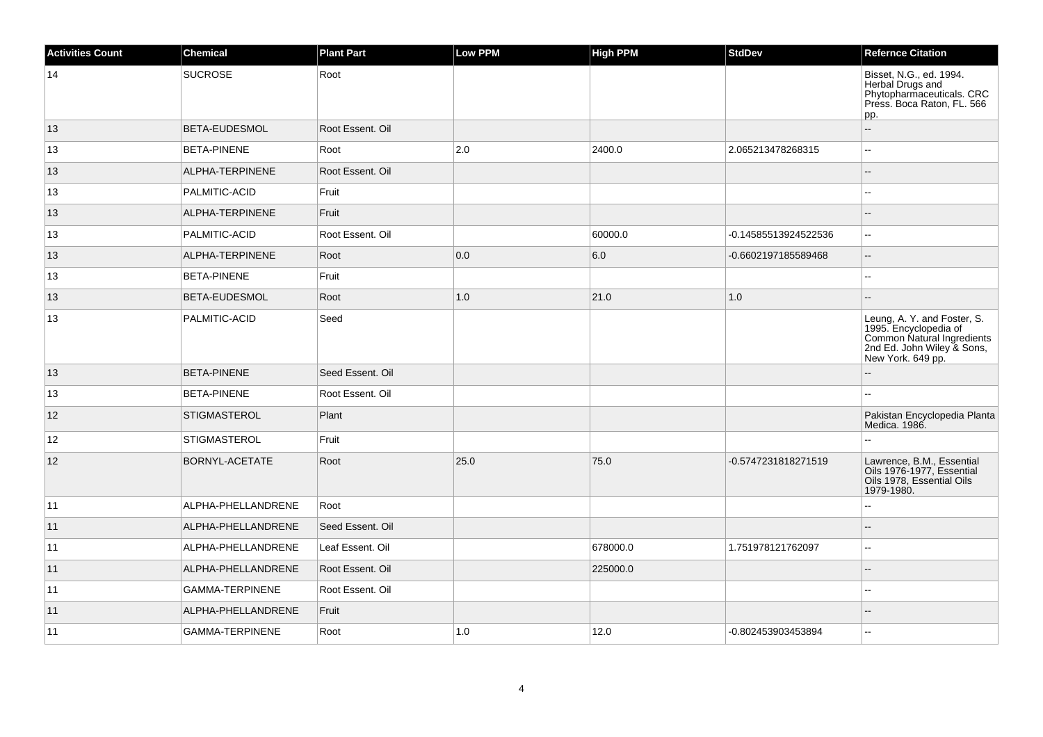| Activities Count | Chemical | Plant Part | Low PPM | High PPM | StdDev | Refernce Citation |
|---|---|---|---|---|---|---|
| 14 | SUCROSE | Root | | | | Bisset, N.G., ed. 1994. Herbal Drugs and Phytopharmaceuticals. CRC Press. Boca Raton, FL. 566 pp. |
| 13 | BETA-EUDESMOL | Root Essent. Oil | | | | -- |
| 13 | BETA-PINENE | Root | 2.0 | 2400.0 | 2.065213478268315 | -- |
| 13 | ALPHA-TERPINENE | Root Essent. Oil | | | | -- |
| 13 | PALMITIC-ACID | Fruit | | | | -- |
| 13 | ALPHA-TERPINENE | Fruit | | | | -- |
| 13 | PALMITIC-ACID | Root Essent. Oil | | 60000.0 | -0.14585513924522536 | -- |
| 13 | ALPHA-TERPINENE | Root | 0.0 | 6.0 | -0.6602197185589468 | -- |
| 13 | BETA-PINENE | Fruit | | | | -- |
| 13 | BETA-EUDESMOL | Root | 1.0 | 21.0 | 1.0 | -- |
| 13 | PALMITIC-ACID | Seed | | | | Leung, A. Y. and Foster, S. 1995. Encyclopedia of Common Natural Ingredients 2nd Ed. John Wiley & Sons, New York. 649 pp. |
| 13 | BETA-PINENE | Seed Essent. Oil | | | | -- |
| 13 | BETA-PINENE | Root Essent. Oil | | | | -- |
| 12 | STIGMASTEROL | Plant | | | | Pakistan Encyclopedia Planta Medica. 1986. |
| 12 | STIGMASTEROL | Fruit | | | | -- |
| 12 | BORNYL-ACETATE | Root | 25.0 | 75.0 | -0.5747231818271519 | Lawrence, B.M., Essential Oils 1976-1977, Essential Oils 1978, Essential Oils 1979-1980. |
| 11 | ALPHA-PHELLANDRENE | Root | | | | -- |
| 11 | ALPHA-PHELLANDRENE | Seed Essent. Oil | | | | -- |
| 11 | ALPHA-PHELLANDRENE | Leaf Essent. Oil | | 678000.0 | 1.751978121762097 | -- |
| 11 | ALPHA-PHELLANDRENE | Root Essent. Oil | | 225000.0 | | -- |
| 11 | GAMMA-TERPINENE | Root Essent. Oil | | | | -- |
| 11 | ALPHA-PHELLANDRENE | Fruit | | | | -- |
| 11 | GAMMA-TERPINENE | Root | 1.0 | 12.0 | -0.802453903453894 | -- |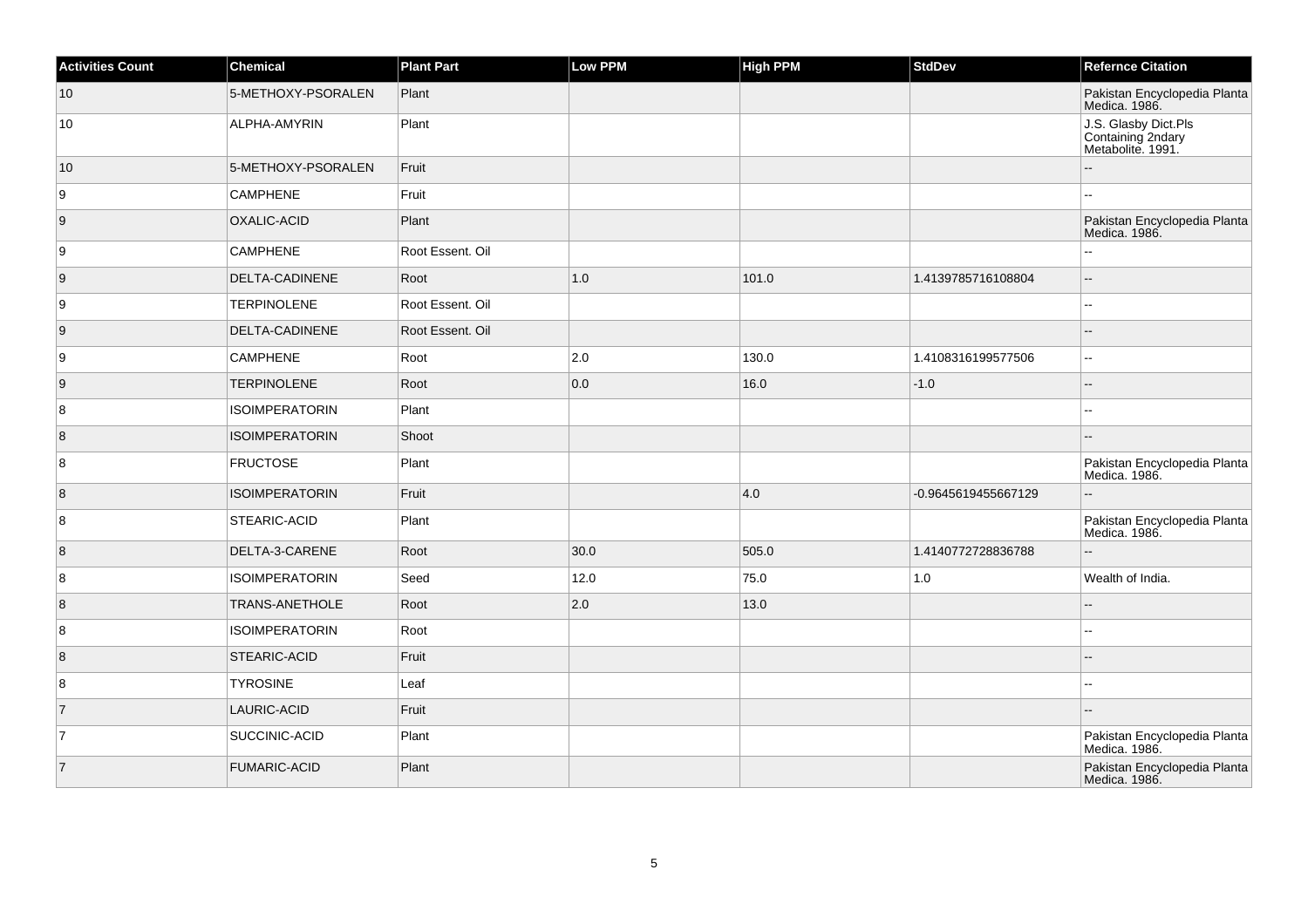| Activities Count | Chemical | Plant Part | Low PPM | High PPM | StdDev | Refernce Citation |
| --- | --- | --- | --- | --- | --- | --- |
| 10 | 5-METHOXY-PSORALEN | Plant | | | | Pakistan Encyclopedia Planta Medica. 1986. |
| 10 | ALPHA-AMYRIN | Plant | | | | J.S. Glasby Dict.Pls Containing 2ndary Metabolite. 1991. |
| 10 | 5-METHOXY-PSORALEN | Fruit | | | | -- |
| 9 | CAMPHENE | Fruit | | | | -- |
| 9 | OXALIC-ACID | Plant | | | | Pakistan Encyclopedia Planta Medica. 1986. |
| 9 | CAMPHENE | Root Essent. Oil | | | | -- |
| 9 | DELTA-CADINENE | Root | 1.0 | 101.0 | 1.4139785716108804 | -- |
| 9 | TERPINOLENE | Root Essent. Oil | | | | -- |
| 9 | DELTA-CADINENE | Root Essent. Oil | | | | -- |
| 9 | CAMPHENE | Root | 2.0 | 130.0 | 1.4108316199577506 | -- |
| 9 | TERPINOLENE | Root | 0.0 | 16.0 | -1.0 | -- |
| 8 | ISOIMPERATORIN | Plant | | | | -- |
| 8 | ISOIMPERATORIN | Shoot | | | | -- |
| 8 | FRUCTOSE | Plant | | | | Pakistan Encyclopedia Planta Medica. 1986. |
| 8 | ISOIMPERATORIN | Fruit | | 4.0 | -0.9645619455667129 | -- |
| 8 | STEARIC-ACID | Plant | | | | Pakistan Encyclopedia Planta Medica. 1986. |
| 8 | DELTA-3-CARENE | Root | 30.0 | 505.0 | 1.4140772728836788 | -- |
| 8 | ISOIMPERATORIN | Seed | 12.0 | 75.0 | 1.0 | Wealth of India. |
| 8 | TRANS-ANETHOLE | Root | 2.0 | 13.0 | | -- |
| 8 | ISOIMPERATORIN | Root | | | | -- |
| 8 | STEARIC-ACID | Fruit | | | | -- |
| 8 | TYROSINE | Leaf | | | | -- |
| 7 | LAURIC-ACID | Fruit | | | | -- |
| 7 | SUCCINIC-ACID | Plant | | | | Pakistan Encyclopedia Planta Medica. 1986. |
| 7 | FUMARIC-ACID | Plant | | | | Pakistan Encyclopedia Planta Medica. 1986. |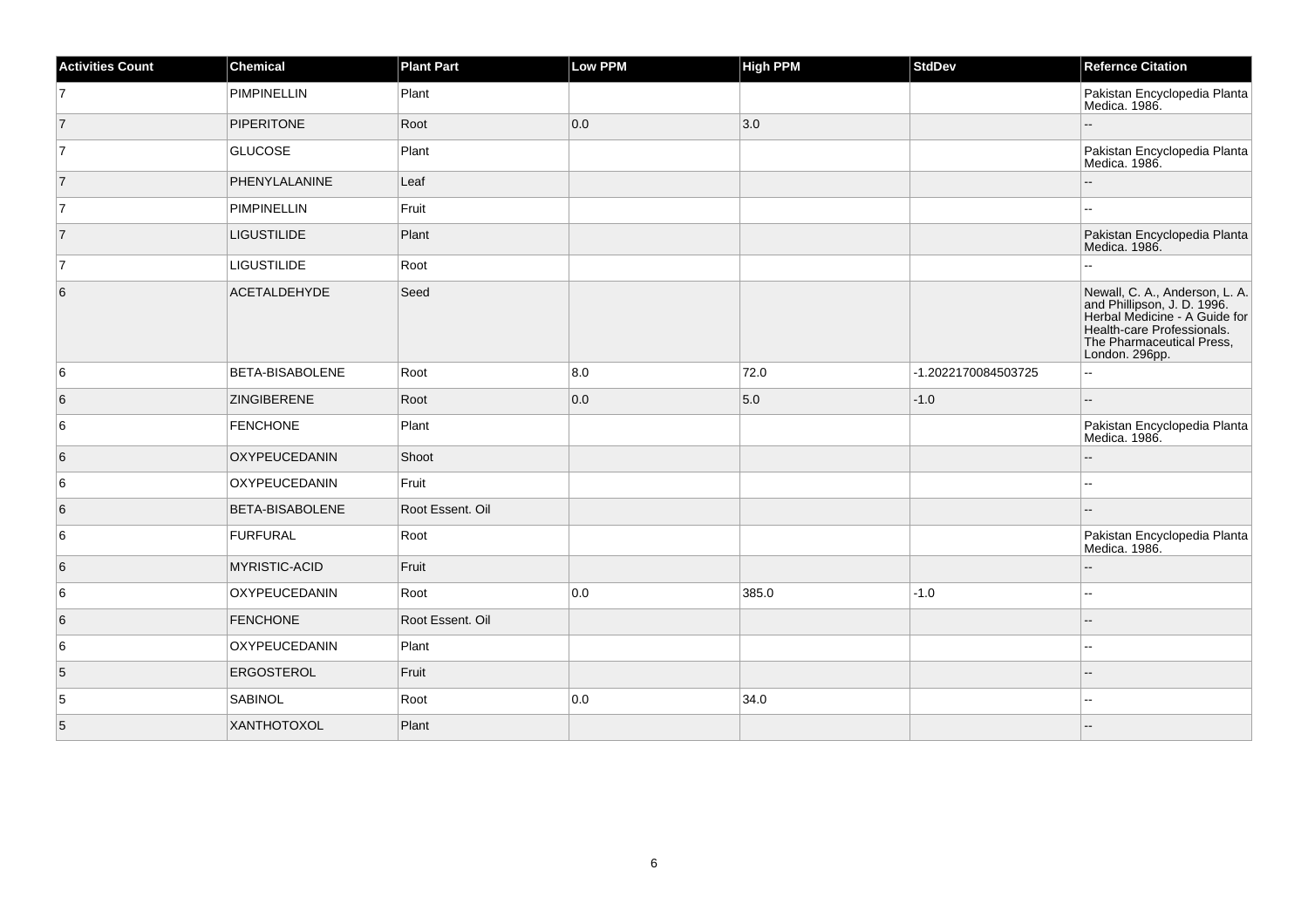| Activities Count | Chemical | Plant Part | Low PPM | High PPM | StdDev | Refernce Citation |
| --- | --- | --- | --- | --- | --- | --- |
| 7 | PIMPINELLIN | Plant | | | | Pakistan Encyclopedia Planta Medica. 1986. |
| 7 | PIPERITONE | Root | 0.0 | 3.0 | | -- |
| 7 | GLUCOSE | Plant | | | | Pakistan Encyclopedia Planta Medica. 1986. |
| 7 | PHENYLALANINE | Leaf | | | | -- |
| 7 | PIMPINELLIN | Fruit | | | | -- |
| 7 | LIGUSTILIDE | Plant | | | | Pakistan Encyclopedia Planta Medica. 1986. |
| 7 | LIGUSTILIDE | Root | | | | -- |
| 6 | ACETALDEHYDE | Seed | | | | Newall, C. A., Anderson, L. A. and Phillipson, J. D. 1996. Herbal Medicine - A Guide for Health-care Professionals. The Pharmaceutical Press, London. 296pp. |
| 6 | BETA-BISABOLENE | Root | 8.0 | 72.0 | -1.2022170084503725 | -- |
| 6 | ZINGIBERENE | Root | 0.0 | 5.0 | -1.0 | -- |
| 6 | FENCHONE | Plant | | | | Pakistan Encyclopedia Planta Medica. 1986. |
| 6 | OXYPEUCEDANIN | Shoot | | | | -- |
| 6 | OXYPEUCEDANIN | Fruit | | | | -- |
| 6 | BETA-BISABOLENE | Root Essent. Oil | | | | -- |
| 6 | FURFURAL | Root | | | | Pakistan Encyclopedia Planta Medica. 1986. |
| 6 | MYRISTIC-ACID | Fruit | | | | -- |
| 6 | OXYPEUCEDANIN | Root | 0.0 | 385.0 | -1.0 | -- |
| 6 | FENCHONE | Root Essent. Oil | | | | -- |
| 6 | OXYPEUCEDANIN | Plant | | | | -- |
| 5 | ERGOSTEROL | Fruit | | | | -- |
| 5 | SABINOL | Root | 0.0 | 34.0 | | -- |
| 5 | XANTHOTOXOL | Plant | | | | -- |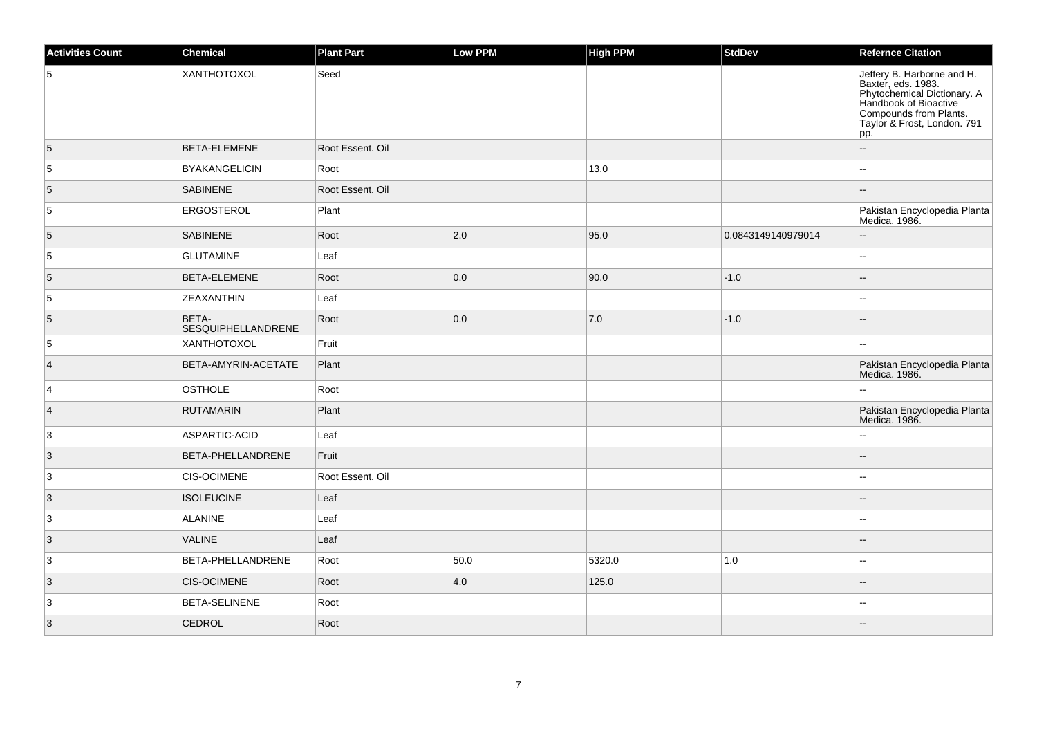| Activities Count | Chemical | Plant Part | Low PPM | High PPM | StdDev | Refernce Citation |
|---|---|---|---|---|---|---|
| 5 | XANTHOTOXOL | Seed | | | | Jeffery B. Harborne and H. Baxter, eds. 1983. Phytochemical Dictionary. A Handbook of Bioactive Compounds from Plants. Taylor & Frost, London. 791 pp. |
| 5 | BETA-ELEMENE | Root Essent. Oil | | | | -- |
| 5 | BYAKANGELICIN | Root | | 13.0 | | -- |
| 5 | SABINENE | Root Essent. Oil | | | | -- |
| 5 | ERGOSTEROL | Plant | | | | Pakistan Encyclopedia Planta Medica. 1986. |
| 5 | SABINENE | Root | 2.0 | 95.0 | 0.0843149140979014 | -- |
| 5 | GLUTAMINE | Leaf | | | | -- |
| 5 | BETA-ELEMENE | Root | 0.0 | 90.0 | -1.0 | -- |
| 5 | ZEAXANTHIN | Leaf | | | | -- |
| 5 | BETA-SESQUIPHELLANDRENE | Root | 0.0 | 7.0 | -1.0 | -- |
| 5 | XANTHOTOXOL | Fruit | | | | -- |
| 4 | BETA-AMYRIN-ACETATE | Plant | | | | Pakistan Encyclopedia Planta Medica. 1986. |
| 4 | OSTHOLE | Root | | | | -- |
| 4 | RUTAMARIN | Plant | | | | Pakistan Encyclopedia Planta Medica. 1986. |
| 3 | ASPARTIC-ACID | Leaf | | | | -- |
| 3 | BETA-PHELLANDRENE | Fruit | | | | -- |
| 3 | CIS-OCIMENE | Root Essent. Oil | | | | -- |
| 3 | ISOLEUCINE | Leaf | | | | -- |
| 3 | ALANINE | Leaf | | | | -- |
| 3 | VALINE | Leaf | | | | -- |
| 3 | BETA-PHELLANDRENE | Root | 50.0 | 5320.0 | 1.0 | -- |
| 3 | CIS-OCIMENE | Root | 4.0 | 125.0 | | -- |
| 3 | BETA-SELINENE | Root | | | | -- |
| 3 | CEDROL | Root | | | | -- |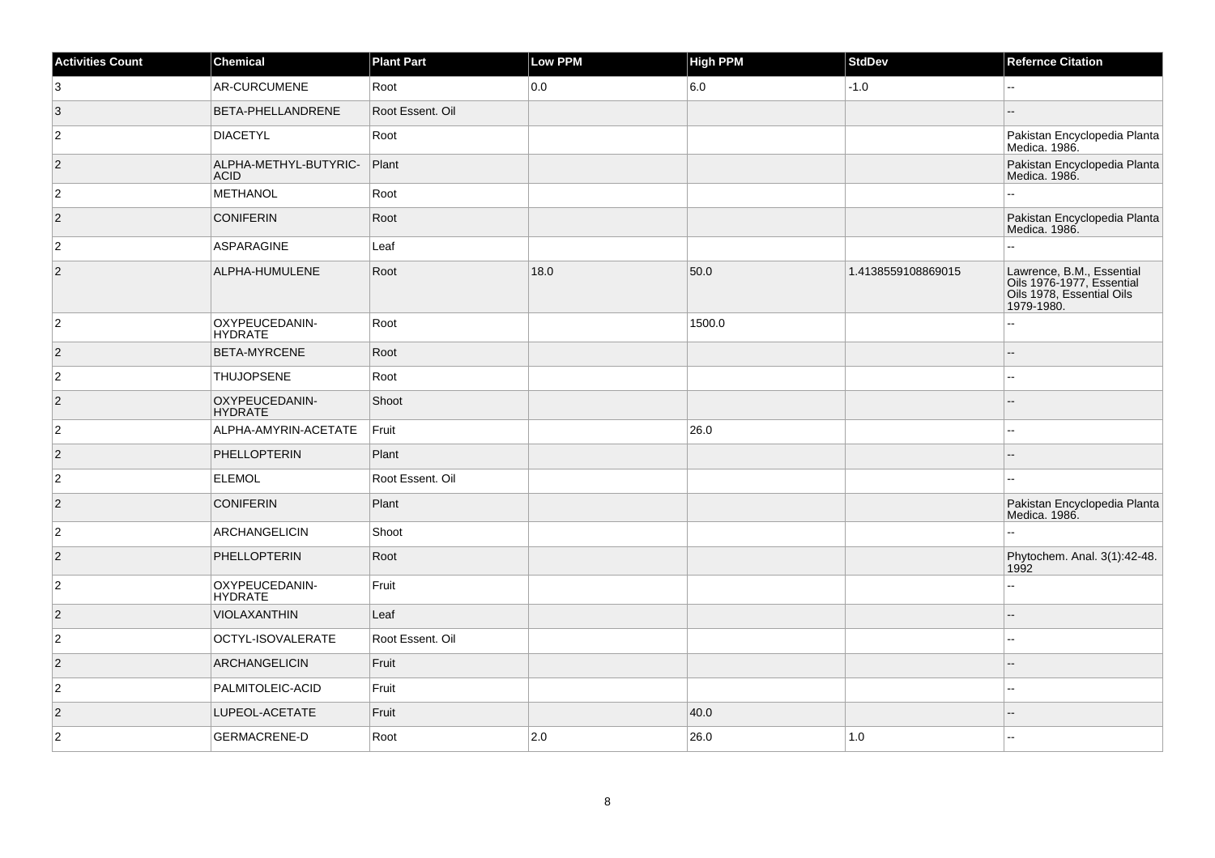| Activities Count | Chemical | Plant Part | Low PPM | High PPM | StdDev | Refernce Citation |
|---|---|---|---|---|---|---|
| 3 | AR-CURCUMENE | Root | 0.0 | 6.0 | -1.0 | -- |
| 3 | BETA-PHELLANDRENE | Root Essent. Oil | | | | -- |
| 2 | DIACETYL | Root | | | | Pakistan Encyclopedia Planta Medica. 1986. |
| 2 | ALPHA-METHYL-BUTYRIC-ACID | Plant | | | | Pakistan Encyclopedia Planta Medica. 1986. |
| 2 | METHANOL | Root | | | | -- |
| 2 | CONIFERIN | Root | | | | Pakistan Encyclopedia Planta Medica. 1986. |
| 2 | ASPARAGINE | Leaf | | | | -- |
| 2 | ALPHA-HUMULENE | Root | 18.0 | 50.0 | 1.4138559108869015 | Lawrence, B.M., Essential Oils 1976-1977, Essential Oils 1978, Essential Oils 1979-1980. |
| 2 | OXYPEUCEDANIN-HYDRATE | Root | | 1500.0 | | -- |
| 2 | BETA-MYRCENE | Root | | | | -- |
| 2 | THUJOPSENE | Root | | | | -- |
| 2 | OXYPEUCEDANIN-HYDRATE | Shoot | | | | -- |
| 2 | ALPHA-AMYRIN-ACETATE | Fruit | | 26.0 | | -- |
| 2 | PHELLOPTERIN | Plant | | | | -- |
| 2 | ELEMOL | Root Essent. Oil | | | | -- |
| 2 | CONIFERIN | Plant | | | | Pakistan Encyclopedia Planta Medica. 1986. |
| 2 | ARCHANGELICIN | Shoot | | | | -- |
| 2 | PHELLOPTERIN | Root | | | | Phytochem. Anal. 3(1):42-48. 1992 |
| 2 | OXYPEUCEDANIN-HYDRATE | Fruit | | | | -- |
| 2 | VIOLAXANTHIN | Leaf | | | | -- |
| 2 | OCTYL-ISOVALERATE | Root Essent. Oil | | | | -- |
| 2 | ARCHANGELICIN | Fruit | | | | -- |
| 2 | PALMITOLEIC-ACID | Fruit | | | | -- |
| 2 | LUPEOL-ACETATE | Fruit | | 40.0 | | -- |
| 2 | GERMACRENE-D | Root | 2.0 | 26.0 | 1.0 | -- |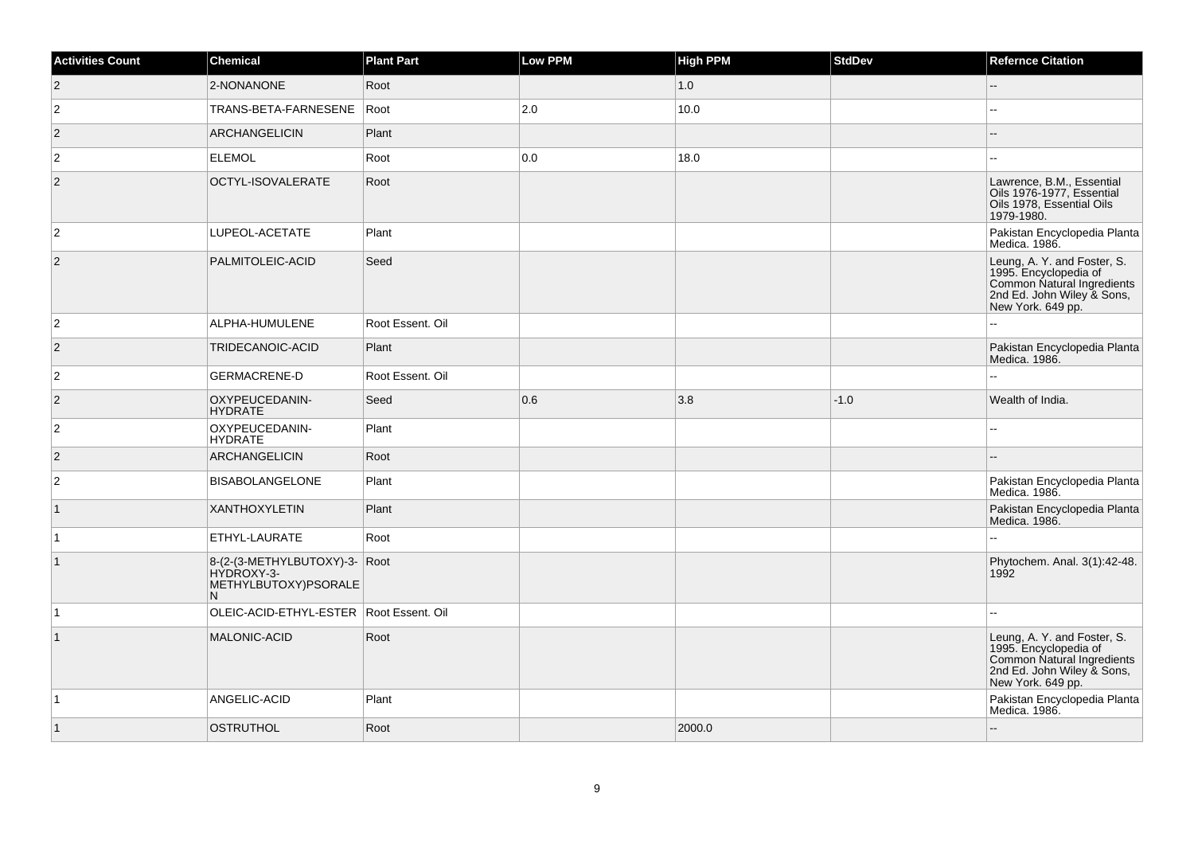| Activities Count | Chemical | Plant Part | Low PPM | High PPM | StdDev | Refernce Citation |
| --- | --- | --- | --- | --- | --- | --- |
| 2 | 2-NONANONE | Root | | 1.0 | | -- |
| 2 | TRANS-BETA-FARNESENE | Root | 2.0 | 10.0 | | -- |
| 2 | ARCHANGELICIN | Plant | | | | -- |
| 2 | ELEMOL | Root | 0.0 | 18.0 | | -- |
| 2 | OCTYL-ISOVALERATE | Root | | | | Lawrence, B.M., Essential Oils 1976-1977, Essential Oils 1978, Essential Oils 1979-1980. |
| 2 | LUPEOL-ACETATE | Plant | | | | Pakistan Encyclopedia Planta Medica. 1986. |
| 2 | PALMITOLEIC-ACID | Seed | | | | Leung, A. Y. and Foster, S. 1995. Encyclopedia of Common Natural Ingredients 2nd Ed. John Wiley & Sons, New York. 649 pp. |
| 2 | ALPHA-HUMULENE | Root Essent. Oil | | | | -- |
| 2 | TRIDECANOIC-ACID | Plant | | | | Pakistan Encyclopedia Planta Medica. 1986. |
| 2 | GERMACRENE-D | Root Essent. Oil | | | | -- |
| 2 | OXYPEUCEDANIN-HYDRATE | Seed | 0.6 | 3.8 | -1.0 | Wealth of India. |
| 2 | OXYPEUCEDANIN-HYDRATE | Plant | | | | -- |
| 2 | ARCHANGELICIN | Root | | | | -- |
| 2 | BISABOLANGELONE | Plant | | | | Pakistan Encyclopedia Planta Medica. 1986. |
| 1 | XANTHOXYLETIN | Plant | | | | Pakistan Encyclopedia Planta Medica. 1986. |
| 1 | ETHYL-LAURATE | Root | | | | -- |
| 1 | 8-(2-(3-METHYLBUTOXY)-3-HYDROXY-3-METHYLBUTOXY)PSORALEN | Root | | | | Phytochem. Anal. 3(1):42-48. 1992 |
| 1 | OLEIC-ACID-ETHYL-ESTER | Root Essent. Oil | | | | -- |
| 1 | MALONIC-ACID | Root | | | | Leung, A. Y. and Foster, S. 1995. Encyclopedia of Common Natural Ingredients 2nd Ed. John Wiley & Sons, New York. 649 pp. |
| 1 | ANGELIC-ACID | Plant | | | | Pakistan Encyclopedia Planta Medica. 1986. |
| 1 | OSTRUTHOL | Root | | 2000.0 | | -- |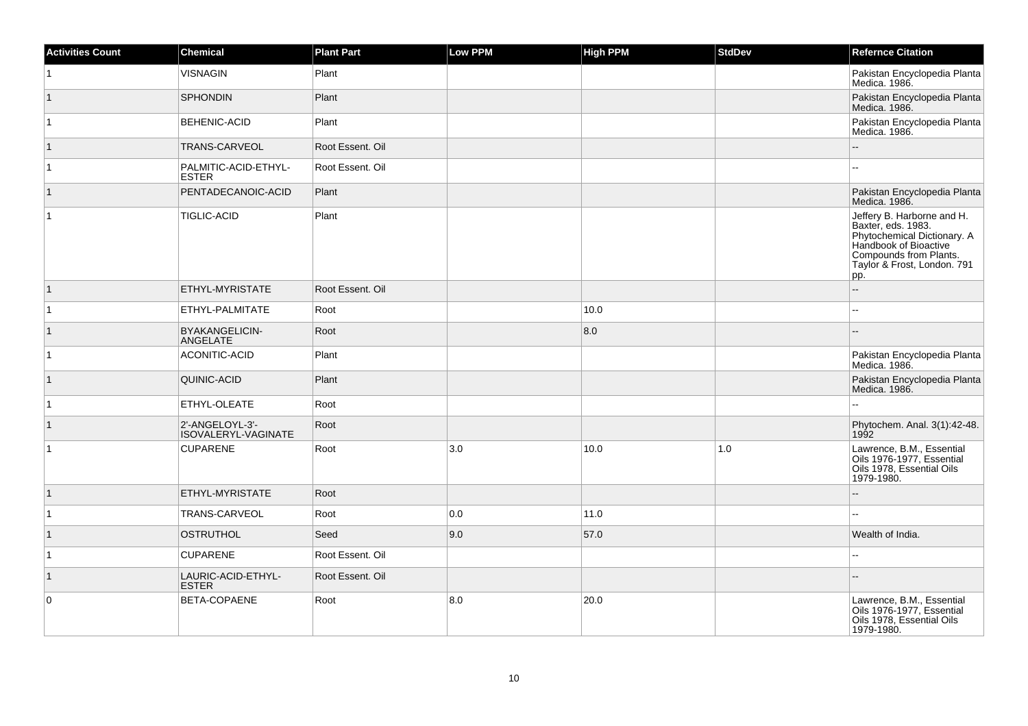| Activities Count | Chemical | Plant Part | Low PPM | High PPM | StdDev | Refernce Citation |
|---|---|---|---|---|---|---|
| 1 | VISNAGIN | Plant | | | | Pakistan Encyclopedia Planta Medica. 1986. |
| 1 | SPHONDIN | Plant | | | | Pakistan Encyclopedia Planta Medica. 1986. |
| 1 | BEHENIC-ACID | Plant | | | | Pakistan Encyclopedia Planta Medica. 1986. |
| 1 | TRANS-CARVEOL | Root Essent. Oil | | | | -- |
| 1 | PALMITIC-ACID-ETHYL-ESTER | Root Essent. Oil | | | | -- |
| 1 | PENTADECANOIC-ACID | Plant | | | | Pakistan Encyclopedia Planta Medica. 1986. |
| 1 | TIGLIC-ACID | Plant | | | | Jeffery B. Harborne and H. Baxter, eds. 1983. Phytochemical Dictionary. A Handbook of Bioactive Compounds from Plants. Taylor & Frost, London. 791 pp. |
| 1 | ETHYL-MYRISTATE | Root Essent. Oil | | | | -- |
| 1 | ETHYL-PALMITATE | Root | | 10.0 | | -- |
| 1 | BYAKANGELICIN-ANGELATE | Root | | 8.0 | | -- |
| 1 | ACONITIC-ACID | Plant | | | | Pakistan Encyclopedia Planta Medica. 1986. |
| 1 | QUINIC-ACID | Plant | | | | Pakistan Encyclopedia Planta Medica. 1986. |
| 1 | ETHYL-OLEATE | Root | | | | -- |
| 1 | 2'-ANGELOYL-3'-ISOVALERYL-VAGINATE | Root | | | | Phytochem. Anal. 3(1):42-48. 1992 |
| 1 | CUPARENE | Root | 3.0 | 10.0 | 1.0 | Lawrence, B.M., Essential Oils 1976-1977, Essential Oils 1978, Essential Oils 1979-1980. |
| 1 | ETHYL-MYRISTATE | Root | | | | -- |
| 1 | TRANS-CARVEOL | Root | 0.0 | 11.0 | | -- |
| 1 | OSTRUTHOL | Seed | 9.0 | 57.0 | | Wealth of India. |
| 1 | CUPARENE | Root Essent. Oil | | | | -- |
| 1 | LAURIC-ACID-ETHYL-ESTER | Root Essent. Oil | | | | -- |
| 0 | BETA-COPAENE | Root | 8.0 | 20.0 | | Lawrence, B.M., Essential Oils 1976-1977, Essential Oils 1978, Essential Oils 1979-1980. |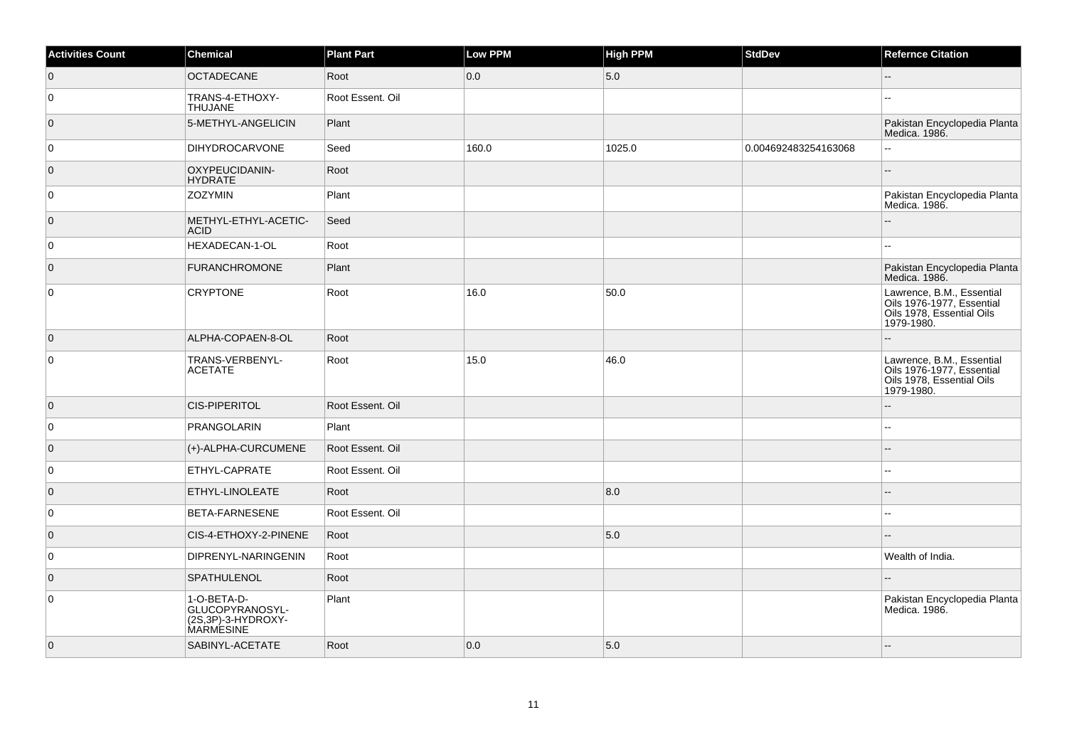| Activities Count | Chemical | Plant Part | Low PPM | High PPM | StdDev | Refernce Citation |
| --- | --- | --- | --- | --- | --- | --- |
| 0 | OCTADECANE | Root | 0.0 | 5.0 | | -- |
| 0 | TRANS-4-ETHOXY-THUJANE | Root Essent. Oil | | | | -- |
| 0 | 5-METHYL-ANGELICIN | Plant | | | | Pakistan Encyclopedia Planta Medica. 1986. |
| 0 | DIHYDROCARVONE | Seed | 160.0 | 1025.0 | 0.004692483254163068 | -- |
| 0 | OXYPEUCIDANIN-HYDRATE | Root | | | | -- |
| 0 | ZOZYMIN | Plant | | | | Pakistan Encyclopedia Planta Medica. 1986. |
| 0 | METHYL-ETHYL-ACETIC-ACID | Seed | | | | -- |
| 0 | HEXADECAN-1-OL | Root | | | | -- |
| 0 | FURANCHROMONE | Plant | | | | Pakistan Encyclopedia Planta Medica. 1986. |
| 0 | CRYPTONE | Root | 16.0 | 50.0 | | Lawrence, B.M., Essential Oils 1976-1977, Essential Oils 1978, Essential Oils 1979-1980. |
| 0 | ALPHA-COPAEN-8-OL | Root | | | | -- |
| 0 | TRANS-VERBENYL-ACETATE | Root | 15.0 | 46.0 | | Lawrence, B.M., Essential Oils 1976-1977, Essential Oils 1978, Essential Oils 1979-1980. |
| 0 | CIS-PIPERITOL | Root Essent. Oil | | | | -- |
| 0 | PRANGOLARIN | Plant | | | | -- |
| 0 | (+)-ALPHA-CURCUMENE | Root Essent. Oil | | | | -- |
| 0 | ETHYL-CAPRATE | Root Essent. Oil | | | | -- |
| 0 | ETHYL-LINOLEATE | Root | | 8.0 | | -- |
| 0 | BETA-FARNESENE | Root Essent. Oil | | | | -- |
| 0 | CIS-4-ETHOXY-2-PINENE | Root | | 5.0 | | -- |
| 0 | DIPRENYL-NARINGENIN | Root | | | | Wealth of India. |
| 0 | SPATHULENOL | Root | | | | -- |
| 0 | 1-O-BETA-D-GLUCOPYRANOSYL-(2S,3P)-3-HYDROXY-MARMESINE | Plant | | | | Pakistan Encyclopedia Planta Medica. 1986. |
| 0 | SABINYL-ACETATE | Root | 0.0 | 5.0 | | -- |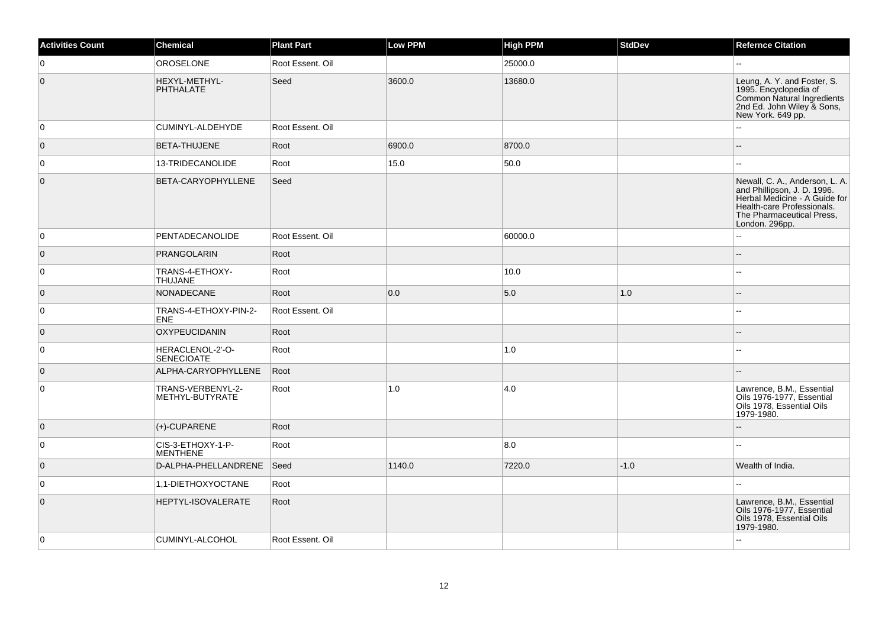| Activities Count | Chemical | Plant Part | Low PPM | High PPM | StdDev | Refernce Citation |
|---|---|---|---|---|---|---|
| 0 | OROSELONE | Root Essent. Oil | | 25000.0 | | -- |
| 0 | HEXYL-METHYL-PHTHALATE | Seed | 3600.0 | 13680.0 | | Leung, A. Y. and Foster, S. 1995. Encyclopedia of Common Natural Ingredients 2nd Ed. John Wiley & Sons, New York. 649 pp. |
| 0 | CUMINYL-ALDEHYDE | Root Essent. Oil | | | | -- |
| 0 | BETA-THUJENE | Root | 6900.0 | 8700.0 | | -- |
| 0 | 13-TRIDECANOLIDE | Root | 15.0 | 50.0 | | -- |
| 0 | BETA-CARYOPHYLLENE | Seed | | | | Newall, C. A., Anderson, L. A. and Phillipson, J. D. 1996. Herbal Medicine - A Guide for Health-care Professionals. The Pharmaceutical Press, London. 296pp. |
| 0 | PENTADECANOLIDE | Root Essent. Oil | | 60000.0 | | -- |
| 0 | PRANGOLARIN | Root | | | | -- |
| 0 | TRANS-4-ETHOXY-THUJANE | Root | | 10.0 | | -- |
| 0 | NONADECANE | Root | 0.0 | 5.0 | 1.0 | -- |
| 0 | TRANS-4-ETHOXY-PIN-2-ENE | Root Essent. Oil | | | | -- |
| 0 | OXYPEUCIDANIN | Root | | | | -- |
| 0 | HERACLENOL-2'-O-SENECIOATE | Root | | 1.0 | | -- |
| 0 | ALPHA-CARYOPHYLLENE | Root | | | | -- |
| 0 | TRANS-VERBENYL-2-METHYL-BUTYRATE | Root | 1.0 | 4.0 | | Lawrence, B.M., Essential Oils 1976-1977, Essential Oils 1978, Essential Oils 1979-1980. |
| 0 | (+)-CUPARENE | Root | | | | -- |
| 0 | CIS-3-ETHOXY-1-P-MENTHENE | Root | | 8.0 | | -- |
| 0 | D-ALPHA-PHELLANDRENE | Seed | 1140.0 | 7220.0 | -1.0 | Wealth of India. |
| 0 | 1,1-DIETHOXYOCTANE | Root | | | | -- |
| 0 | HEPTYL-ISOVALERATE | Root | | | | Lawrence, B.M., Essential Oils 1976-1977, Essential Oils 1978, Essential Oils 1979-1980. |
| 0 | CUMINYL-ALCOHOL | Root Essent. Oil | | | | -- |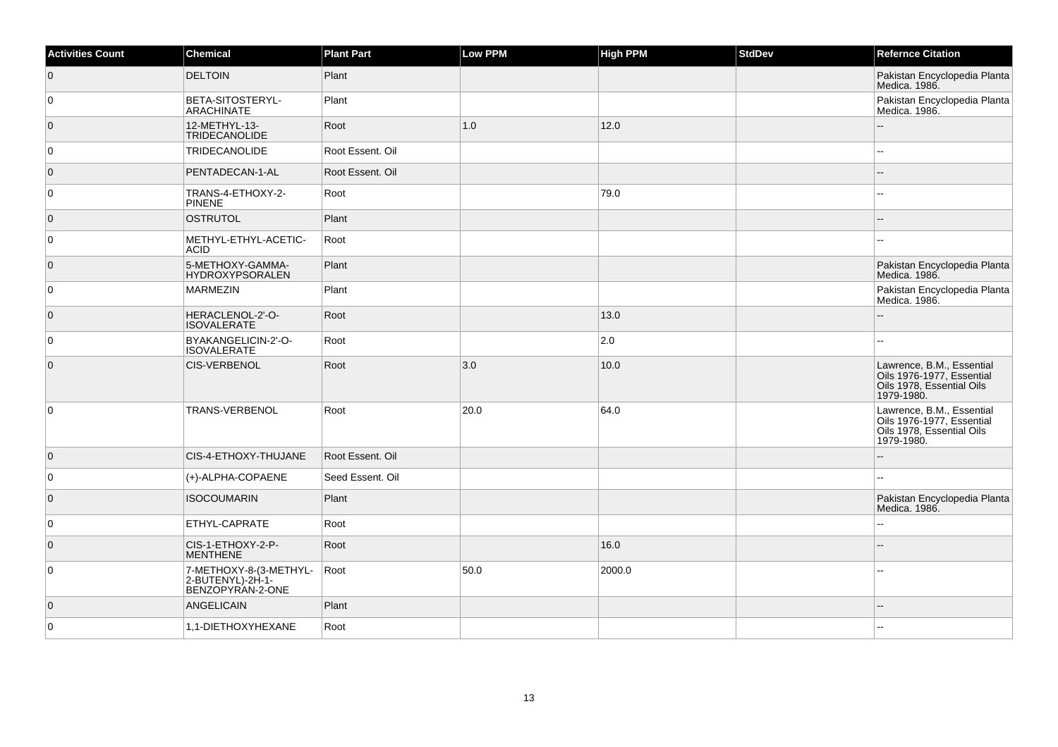| Activities Count | Chemical | Plant Part | Low PPM | High PPM | StdDev | Refernce Citation |
|---|---|---|---|---|---|---|
| 0 | DELTOIN | Plant | | | | Pakistan Encyclopedia Planta Medica. 1986. |
| 0 | BETA-SITOSTERYL-ARACHINATE | Plant | | | | Pakistan Encyclopedia Planta Medica. 1986. |
| 0 | 12-METHYL-13-TRIDECANOLIDE | Root | 1.0 | 12.0 | | -- |
| 0 | TRIDECANOLIDE | Root Essent. Oil | | | | -- |
| 0 | PENTADECAN-1-AL | Root Essent. Oil | | | | -- |
| 0 | TRANS-4-ETHOXY-2-PINENE | Root | | 79.0 | | -- |
| 0 | OSTRUTOL | Plant | | | | -- |
| 0 | METHYL-ETHYL-ACETIC-ACID | Root | | | | -- |
| 0 | 5-METHOXY-GAMMA-HYDROXYPSORALEN | Plant | | | | Pakistan Encyclopedia Planta Medica. 1986. |
| 0 | MARMEZIN | Plant | | | | Pakistan Encyclopedia Planta Medica. 1986. |
| 0 | HERACLENOL-2'-O-ISOVALERATE | Root | | 13.0 | | -- |
| 0 | BYAKANGELICIN-2'-O-ISOVALERATE | Root | | 2.0 | | -- |
| 0 | CIS-VERBENOL | Root | 3.0 | 10.0 | | Lawrence, B.M., Essential Oils 1976-1977, Essential Oils 1978, Essential Oils 1979-1980. |
| 0 | TRANS-VERBENOL | Root | 20.0 | 64.0 | | Lawrence, B.M., Essential Oils 1976-1977, Essential Oils 1978, Essential Oils 1979-1980. |
| 0 | CIS-4-ETHOXY-THUJANE | Root Essent. Oil | | | | -- |
| 0 | (+)-ALPHA-COPAENE | Seed Essent. Oil | | | | -- |
| 0 | ISOCOUMARIN | Plant | | | | Pakistan Encyclopedia Planta Medica. 1986. |
| 0 | ETHYL-CAPRATE | Root | | | | -- |
| 0 | CIS-1-ETHOXY-2-P-MENTHENE | Root | | 16.0 | | -- |
| 0 | 7-METHOXY-8-(3-METHYL-2-BUTENYL)-2H-1-BENZOPYRAN-2-ONE | Root | 50.0 | 2000.0 | | -- |
| 0 | ANGELICAIN | Plant | | | | -- |
| 0 | 1,1-DIETHOXYHEXANE | Root | | | | -- |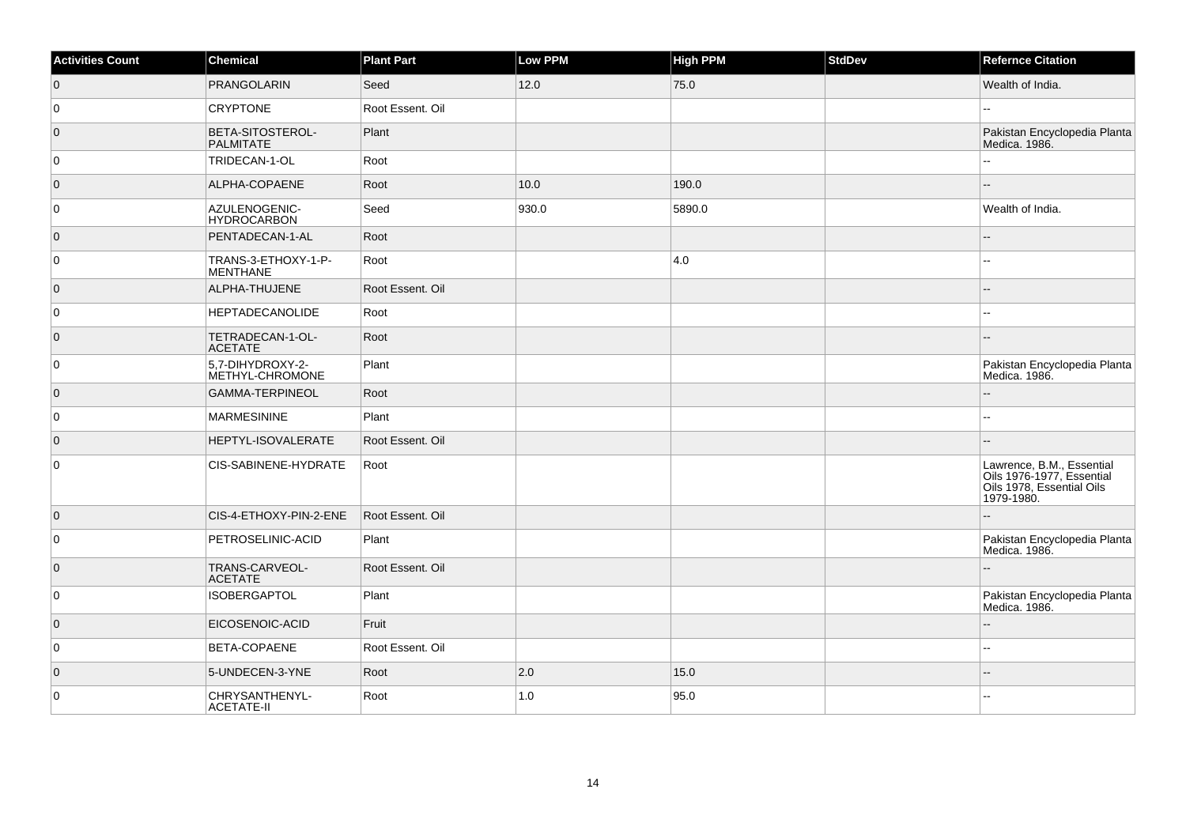| Activities Count | Chemical | Plant Part | Low PPM | High PPM | StdDev | Refernce Citation |
|---|---|---|---|---|---|---|
| 0 | PRANGOLARIN | Seed | 12.0 | 75.0 | | Wealth of India. |
| 0 | CRYPTONE | Root Essent. Oil | | | | -- |
| 0 | BETA-SITOSTEROL-PALMITATE | Plant | | | | Pakistan Encyclopedia Planta Medica. 1986. |
| 0 | TRIDECAN-1-OL | Root | | | | -- |
| 0 | ALPHA-COPAENE | Root | 10.0 | 190.0 | | -- |
| 0 | AZULENOGENIC-HYDROCARBON | Seed | 930.0 | 5890.0 | | Wealth of India. |
| 0 | PENTADECAN-1-AL | Root | | | | -- |
| 0 | TRANS-3-ETHOXY-1-P-MENTHANE | Root | | 4.0 | | -- |
| 0 | ALPHA-THUJENE | Root Essent. Oil | | | | -- |
| 0 | HEPTADECANOLIDE | Root | | | | -- |
| 0 | TETRADECAN-1-OL-ACETATE | Root | | | | -- |
| 0 | 5,7-DIHYDROXY-2-METHYL-CHROMONE | Plant | | | | Pakistan Encyclopedia Planta Medica. 1986. |
| 0 | GAMMA-TERPINEOL | Root | | | | -- |
| 0 | MARMESININE | Plant | | | | -- |
| 0 | HEPTYL-ISOVALERATE | Root Essent. Oil | | | | -- |
| 0 | CIS-SABINENE-HYDRATE | Root | | | | Lawrence, B.M., Essential Oils 1976-1977, Essential Oils 1978, Essential Oils 1979-1980. |
| 0 | CIS-4-ETHOXY-PIN-2-ENE | Root Essent. Oil | | | | -- |
| 0 | PETROSELINIC-ACID | Plant | | | | Pakistan Encyclopedia Planta Medica. 1986. |
| 0 | TRANS-CARVEOL-ACETATE | Root Essent. Oil | | | | -- |
| 0 | ISOBERGAPTOL | Plant | | | | Pakistan Encyclopedia Planta Medica. 1986. |
| 0 | EICOSENOIC-ACID | Fruit | | | | -- |
| 0 | BETA-COPAENE | Root Essent. Oil | | | | -- |
| 0 | 5-UNDECEN-3-YNE | Root | 2.0 | 15.0 | | -- |
| 0 | CHRYSANTHENYL-ACETATE-II | Root | 1.0 | 95.0 | | -- |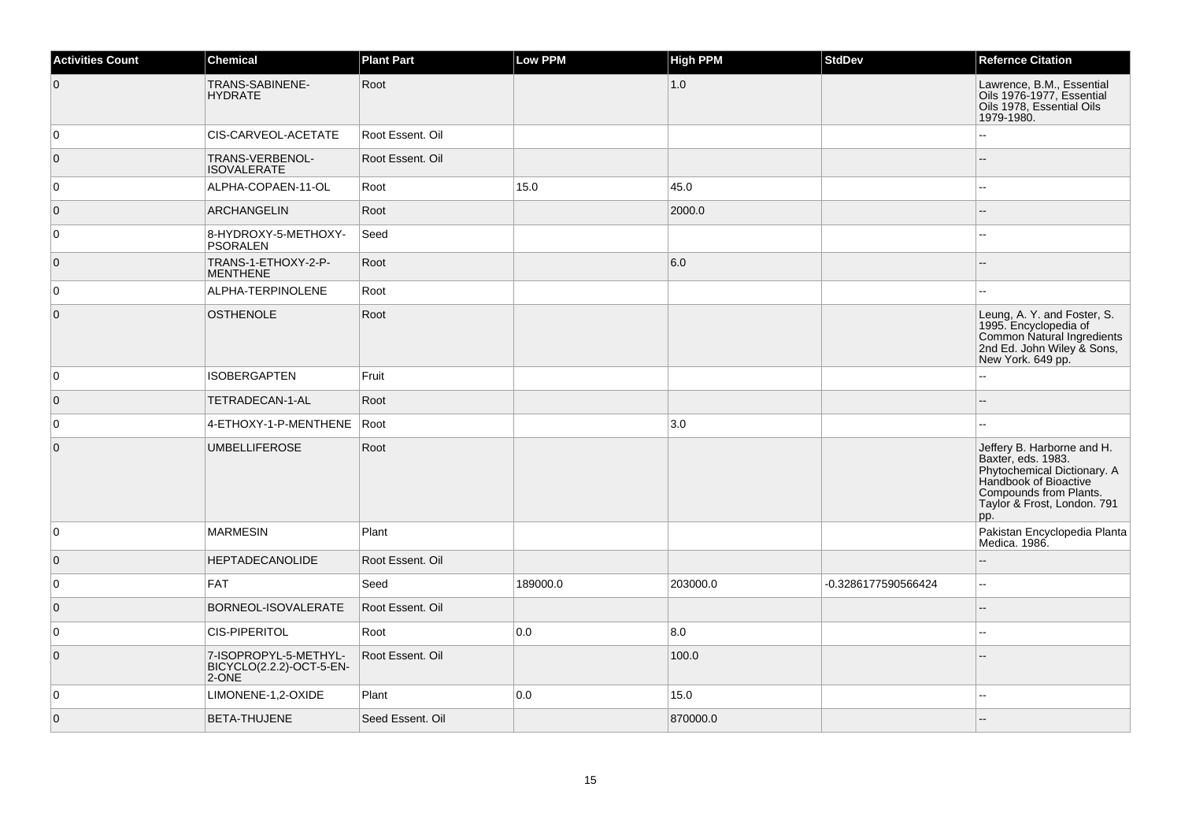| Activities Count | Chemical | Plant Part | Low PPM | High PPM | StdDev | Refernce Citation |
| --- | --- | --- | --- | --- | --- | --- |
| 0 | TRANS-SABINENE-HYDRATE | Root | | 1.0 | | Lawrence, B.M., Essential Oils 1976-1977, Essential Oils 1978, Essential Oils 1979-1980. |
| 0 | CIS-CARVEOL-ACETATE | Root Essent. Oil | | | | -- |
| 0 | TRANS-VERBENOL-ISOVALERATE | Root Essent. Oil | | | | -- |
| 0 | ALPHA-COPAEN-11-OL | Root | 15.0 | 45.0 | | -- |
| 0 | ARCHANGELIN | Root | | 2000.0 | | -- |
| 0 | 8-HYDROXY-5-METHOXY-PSORALEN | Seed | | | | -- |
| 0 | TRANS-1-ETHOXY-2-P-MENTHENE | Root | | 6.0 | | -- |
| 0 | ALPHA-TERPINOLENE | Root | | | | -- |
| 0 | OSTHENOLE | Root | | | | Leung, A. Y. and Foster, S. 1995. Encyclopedia of Common Natural Ingredients 2nd Ed. John Wiley & Sons, New York. 649 pp. |
| 0 | ISOBERGAPTEN | Fruit | | | | -- |
| 0 | TETRADECAN-1-AL | Root | | | | -- |
| 0 | 4-ETHOXY-1-P-MENTHENE | Root | | 3.0 | | -- |
| 0 | UMBELLIFEROSE | Root | | | | Jeffery B. Harborne and H. Baxter, eds. 1983. Phytochemical Dictionary. A Handbook of Bioactive Compounds from Plants. Taylor & Frost, London. 791 pp. |
| 0 | MARMESIN | Plant | | | | Pakistan Encyclopedia Planta Medica. 1986. |
| 0 | HEPTADECANOLIDE | Root Essent. Oil | | | | -- |
| 0 | FAT | Seed | 189000.0 | 203000.0 | -0.3286177590566424 | -- |
| 0 | BORNEOL-ISOVALERATE | Root Essent. Oil | | | | -- |
| 0 | CIS-PIPERITOL | Root | 0.0 | 8.0 | | -- |
| 0 | 7-ISOPROPYL-5-METHYL-BICYCLO(2.2.2)-OCT-5-EN-2-ONE | Root Essent. Oil | | 100.0 | | -- |
| 0 | LIMONENE-1,2-OXIDE | Plant | 0.0 | 15.0 | | -- |
| 0 | BETA-THUJENE | Seed Essent. Oil | | 870000.0 | | -- |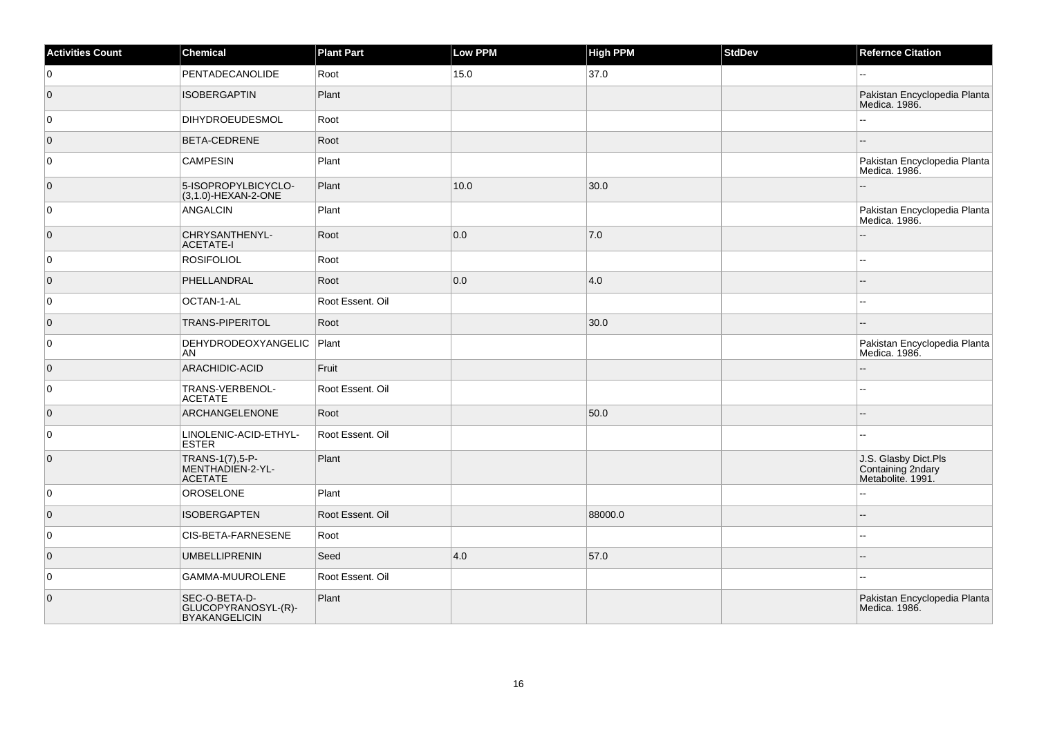| Activities Count | Chemical | Plant Part | Low PPM | High PPM | StdDev | Refernce Citation |
| --- | --- | --- | --- | --- | --- | --- |
| 0 | PENTADECANOLIDE | Root | 15.0 | 37.0 | | -- |
| 0 | ISOBERGAPTIN | Plant | | | | Pakistan Encyclopedia Planta Medica. 1986. |
| 0 | DIHYDROEUDESMOL | Root | | | | -- |
| 0 | BETA-CEDRENE | Root | | | | -- |
| 0 | CAMPESIN | Plant | | | | Pakistan Encyclopedia Planta Medica. 1986. |
| 0 | 5-ISOPROPYLBICYCLO-(3,1.0)-HEXAN-2-ONE | Plant | 10.0 | 30.0 | | -- |
| 0 | ANGALCIN | Plant | | | | Pakistan Encyclopedia Planta Medica. 1986. |
| 0 | CHRYSANTHENYL-ACETATE-I | Root | 0.0 | 7.0 | | -- |
| 0 | ROSIFOLIOL | Root | | | | -- |
| 0 | PHELLANDRAL | Root | 0.0 | 4.0 | | -- |
| 0 | OCTAN-1-AL | Root Essent. Oil | | | | -- |
| 0 | TRANS-PIPERITOL | Root | | 30.0 | | -- |
| 0 | DEHYDRODEOXYANGELICAN | Plant | | | | Pakistan Encyclopedia Planta Medica. 1986. |
| 0 | ARACHIDIC-ACID | Fruit | | | | -- |
| 0 | TRANS-VERBENOL-ACETATE | Root Essent. Oil | | | | -- |
| 0 | ARCHANGELENONE | Root | | 50.0 | | -- |
| 0 | LINOLENIC-ACID-ETHYL-ESTER | Root Essent. Oil | | | | -- |
| 0 | TRANS-1(7),5-P-MENTHADIEN-2-YL-ACETATE | Plant | | | | J.S. Glasby Dict.Pls Containing 2ndary Metabolite. 1991. |
| 0 | OROSELONE | Plant | | | | -- |
| 0 | ISOBERGAPTEN | Root Essent. Oil | | 88000.0 | | -- |
| 0 | CIS-BETA-FARNESENE | Root | | | | -- |
| 0 | UMBELLIPRENIN | Seed | 4.0 | 57.0 | | -- |
| 0 | GAMMA-MUUROLENE | Root Essent. Oil | | | | -- |
| 0 | SEC-O-BETA-D-GLUCOPYRANOSYL-(R)-BYAKANGELICIN | Plant | | | | Pakistan Encyclopedia Planta Medica. 1986. |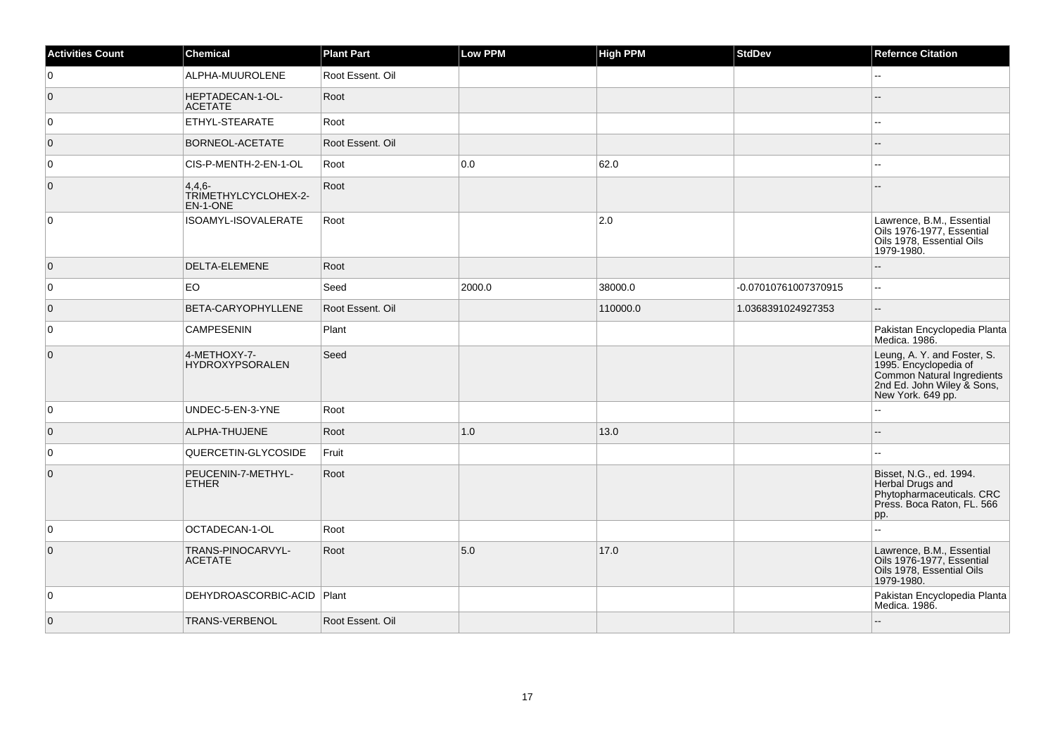| Activities Count | Chemical | Plant Part | Low PPM | High PPM | StdDev | Refernce Citation |
|---|---|---|---|---|---|---|
| 0 | ALPHA-MUUROLENE | Root Essent. Oil | | | | -- |
| 0 | HEPTADECAN-1-OL-ACETATE | Root | | | | -- |
| 0 | ETHYL-STEARATE | Root | | | | -- |
| 0 | BORNEOL-ACETATE | Root Essent. Oil | | | | -- |
| 0 | CIS-P-MENTH-2-EN-1-OL | Root | 0.0 | 62.0 | | -- |
| 0 | 4,4,6-TRIMETHYLCYCLOHEX-2-EN-1-ONE | Root | | | | -- |
| 0 | ISOAMYL-ISOVALERATE | Root | | 2.0 | | Lawrence, B.M., Essential Oils 1976-1977, Essential Oils 1978, Essential Oils 1979-1980. |
| 0 | DELTA-ELEMENE | Root | | | | -- |
| 0 | EO | Seed | 2000.0 | 38000.0 | -0.07010761007370915 | -- |
| 0 | BETA-CARYOPHYLLENE | Root Essent. Oil | | 110000.0 | 1.0368391024927353 | -- |
| 0 | CAMPESENIN | Plant | | | | Pakistan Encyclopedia Planta Medica. 1986. |
| 0 | 4-METHOXY-7-HYDROXYPSORALEN | Seed | | | | Leung, A. Y. and Foster, S. 1995. Encyclopedia of Common Natural Ingredients 2nd Ed. John Wiley & Sons, New York. 649 pp. |
| 0 | UNDEC-5-EN-3-YNE | Root | | | | -- |
| 0 | ALPHA-THUJENE | Root | 1.0 | 13.0 | | -- |
| 0 | QUERCETIN-GLYCOSIDE | Fruit | | | | -- |
| 0 | PEUCENIN-7-METHYL-ETHER | Root | | | | Bisset, N.G., ed. 1994. Herbal Drugs and Phytopharmaceuticals. CRC Press. Boca Raton, FL. 566 pp. |
| 0 | OCTADECAN-1-OL | Root | | | | -- |
| 0 | TRANS-PINOCARVYL-ACETATE | Root | 5.0 | 17.0 | | Lawrence, B.M., Essential Oils 1976-1977, Essential Oils 1978, Essential Oils 1979-1980. |
| 0 | DEHYDROASCORBIC-ACID | Plant | | | | Pakistan Encyclopedia Planta Medica. 1986. |
| 0 | TRANS-VERBENOL | Root Essent. Oil | | | | -- |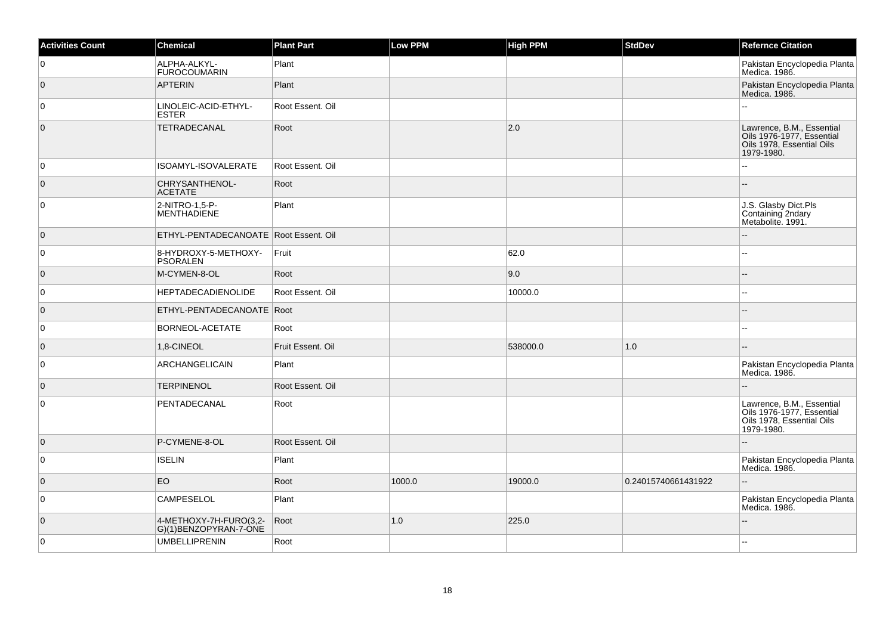| Activities Count | Chemical | Plant Part | Low PPM | High PPM | StdDev | Refernce Citation |
|---|---|---|---|---|---|---|
| 0 | ALPHA-ALKYL-FUROCOUMARIN | Plant | | | | Pakistan Encyclopedia Planta Medica. 1986. |
| 0 | APTERIN | Plant | | | | Pakistan Encyclopedia Planta Medica. 1986. |
| 0 | LINOLEIC-ACID-ETHYL-ESTER | Root Essent. Oil | | | | -- |
| 0 | TETRADECANAL | Root | | 2.0 | | Lawrence, B.M., Essential Oils 1976-1977, Essential Oils 1978, Essential Oils 1979-1980. |
| 0 | ISOAMYL-ISOVALERATE | Root Essent. Oil | | | | -- |
| 0 | CHRYSANTHENOL-ACETATE | Root | | | | -- |
| 0 | 2-NITRO-1,5-P-MENTHADIENE | Plant | | | | J.S. Glasby Dict.Pls Containing 2ndary Metabolite. 1991. |
| 0 | ETHYL-PENTADECANOATE | Root Essent. Oil | | | | -- |
| 0 | 8-HYDROXY-5-METHOXY-PSORALEN | Fruit | | 62.0 | | -- |
| 0 | M-CYMEN-8-OL | Root | | 9.0 | | -- |
| 0 | HEPTADECADIENOLIDE | Root Essent. Oil | | 10000.0 | | -- |
| 0 | ETHYL-PENTADECANOATE | Root | | | | -- |
| 0 | BORNEOL-ACETATE | Root | | | | -- |
| 0 | 1,8-CINEOL | Fruit Essent. Oil | | 538000.0 | 1.0 | -- |
| 0 | ARCHANGELICAIN | Plant | | | | Pakistan Encyclopedia Planta Medica. 1986. |
| 0 | TERPINENOL | Root Essent. Oil | | | | -- |
| 0 | PENTADECANAL | Root | | | | Lawrence, B.M., Essential Oils 1976-1977, Essential Oils 1978, Essential Oils 1979-1980. |
| 0 | P-CYMENE-8-OL | Root Essent. Oil | | | | -- |
| 0 | ISELIN | Plant | | | | Pakistan Encyclopedia Planta Medica. 1986. |
| 0 | EO | Root | 1000.0 | 19000.0 | 0.24015740661431922 | -- |
| 0 | CAMPESELOL | Plant | | | | Pakistan Encyclopedia Planta Medica. 1986. |
| 0 | 4-METHOXY-7H-FURO(3,2-G)(1)BENZOPYRAN-7-ONE | Root | 1.0 | 225.0 | | -- |
| 0 | UMBELLIPRENIN | Root | | | | -- |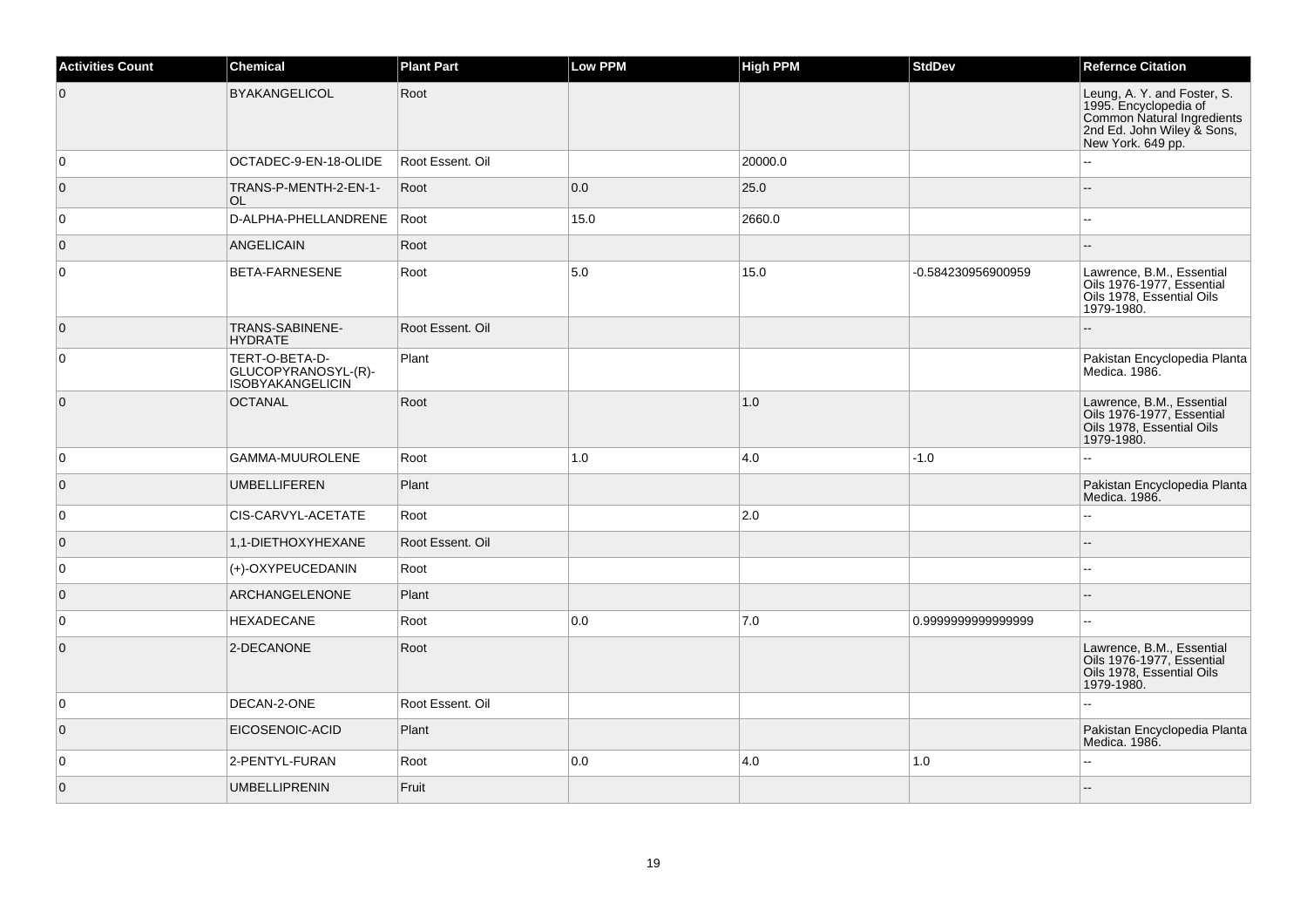| Activities Count | Chemical | Plant Part | Low PPM | High PPM | StdDev | Refernce Citation |
| --- | --- | --- | --- | --- | --- | --- |
| 0 | BYAKANGELICOL | Root | | | | Leung, A. Y. and Foster, S. 1995. Encyclopedia of Common Natural Ingredients 2nd Ed. John Wiley & Sons, New York. 649 pp. |
| 0 | OCTADEC-9-EN-18-OLIDE | Root Essent. Oil | | 20000.0 | | -- |
| 0 | TRANS-P-MENTH-2-EN-1-OL | Root | 0.0 | 25.0 | | -- |
| 0 | D-ALPHA-PHELLANDRENE | Root | 15.0 | 2660.0 | | -- |
| 0 | ANGELICAIN | Root | | | | -- |
| 0 | BETA-FARNESENE | Root | 5.0 | 15.0 | -0.584230956900959 | Lawrence, B.M., Essential Oils 1976-1977, Essential Oils 1978, Essential Oils 1979-1980. |
| 0 | TRANS-SABINENE-HYDRATE | Root Essent. Oil | | | | -- |
| 0 | TERT-O-BETA-D-GLUCOPYRANOSYL-(R)-ISOBYAKANGELICIN | Plant | | | | Pakistan Encyclopedia Planta Medica. 1986. |
| 0 | OCTANAL | Root | | 1.0 | | Lawrence, B.M., Essential Oils 1976-1977, Essential Oils 1978, Essential Oils 1979-1980. |
| 0 | GAMMA-MUUROLENE | Root | 1.0 | 4.0 | -1.0 | -- |
| 0 | UMBELLIFEREN | Plant | | | | Pakistan Encyclopedia Planta Medica. 1986. |
| 0 | CIS-CARVYL-ACETATE | Root | | 2.0 | | -- |
| 0 | 1,1-DIETHOXYHEXANE | Root Essent. Oil | | | | -- |
| 0 | (+)-OXYPEUCEDANIN | Root | | | | -- |
| 0 | ARCHANGELENONE | Plant | | | | -- |
| 0 | HEXADECANE | Root | 0.0 | 7.0 | 0.9999999999999999 | -- |
| 0 | 2-DECANONE | Root | | | | Lawrence, B.M., Essential Oils 1976-1977, Essential Oils 1978, Essential Oils 1979-1980. |
| 0 | DECAN-2-ONE | Root Essent. Oil | | | | -- |
| 0 | EICOSENOIC-ACID | Plant | | | | Pakistan Encyclopedia Planta Medica. 1986. |
| 0 | 2-PENTYL-FURAN | Root | 0.0 | 4.0 | 1.0 | -- |
| 0 | UMBELLIPRENIN | Fruit | | | | -- |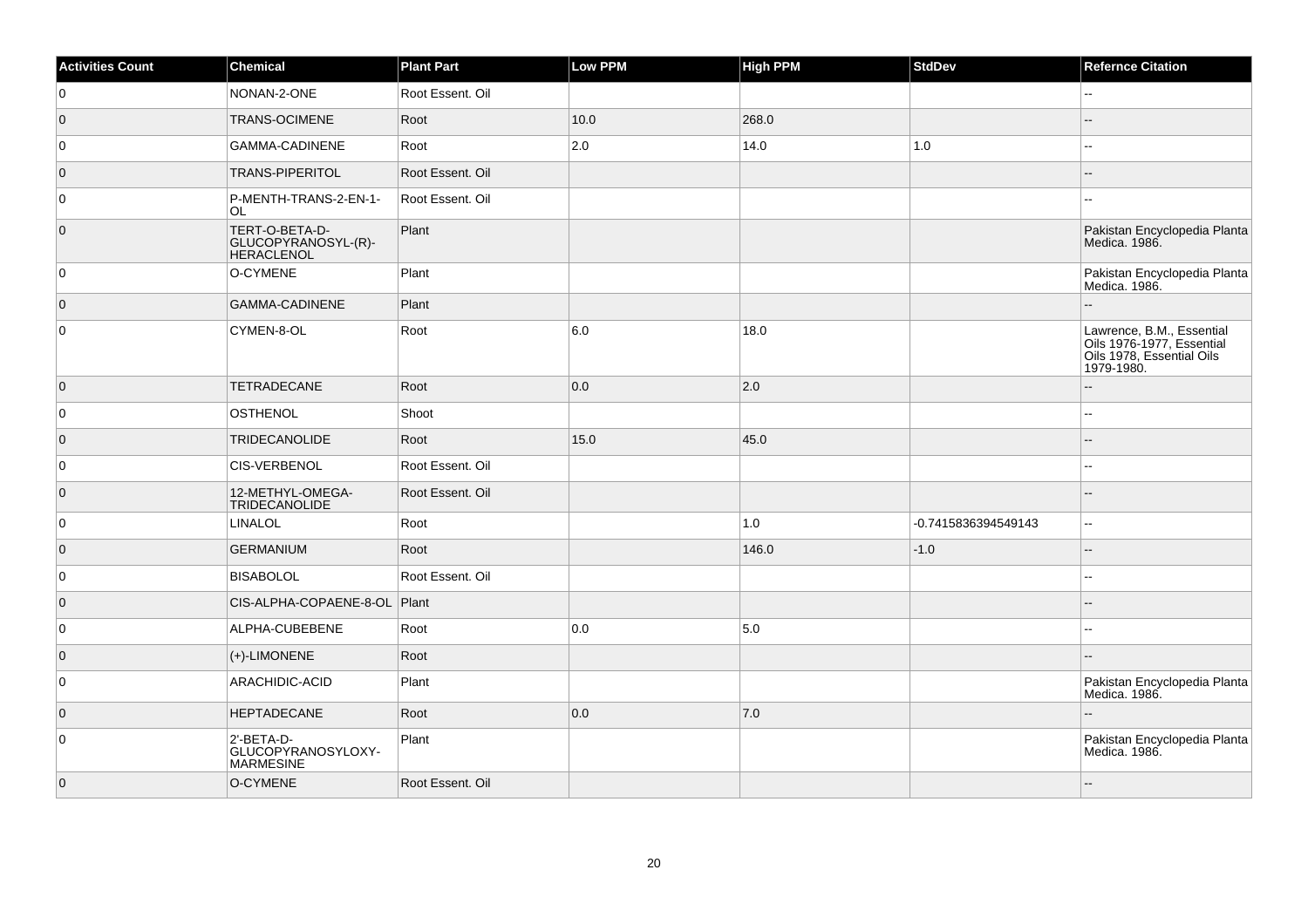| Activities Count | Chemical | Plant Part | Low PPM | High PPM | StdDev | Refernce Citation |
| --- | --- | --- | --- | --- | --- | --- |
| 0 | NONAN-2-ONE | Root Essent. Oil | | | | -- |
| 0 | TRANS-OCIMENE | Root | 10.0 | 268.0 | | -- |
| 0 | GAMMA-CADINENE | Root | 2.0 | 14.0 | 1.0 | -- |
| 0 | TRANS-PIPERITOL | Root Essent. Oil | | | | -- |
| 0 | P-MENTH-TRANS-2-EN-1-OL | Root Essent. Oil | | | | -- |
| 0 | TERT-O-BETA-D-GLUCOPYRANOSYL-(R)-HERACLENOL | Plant | | | | Pakistan Encyclopedia Planta Medica. 1986. |
| 0 | O-CYMENE | Plant | | | | Pakistan Encyclopedia Planta Medica. 1986. |
| 0 | GAMMA-CADINENE | Plant | | | | -- |
| 0 | CYMEN-8-OL | Root | 6.0 | 18.0 | | Lawrence, B.M., Essential Oils 1976-1977, Essential Oils 1978, Essential Oils 1979-1980. |
| 0 | TETRADECANE | Root | 0.0 | 2.0 | | -- |
| 0 | OSTHENOL | Shoot | | | | -- |
| 0 | TRIDECANOLIDE | Root | 15.0 | 45.0 | | -- |
| 0 | CIS-VERBENOL | Root Essent. Oil | | | | -- |
| 0 | 12-METHYL-OMEGA-TRIDECANOLIDE | Root Essent. Oil | | | | -- |
| 0 | LINALOL | Root | | 1.0 | -0.7415836394549143 | -- |
| 0 | GERMANIUM | Root | | 146.0 | -1.0 | -- |
| 0 | BISABOLOL | Root Essent. Oil | | | | -- |
| 0 | CIS-ALPHA-COPAENE-8-OL | Plant | | | | -- |
| 0 | ALPHA-CUBEBENE | Root | 0.0 | 5.0 | | -- |
| 0 | (+)-LIMONENE | Root | | | | -- |
| 0 | ARACHIDIC-ACID | Plant | | | | Pakistan Encyclopedia Planta Medica. 1986. |
| 0 | HEPTADECANE | Root | 0.0 | 7.0 | | -- |
| 0 | 2'-BETA-D-GLUCOPYRANOSYLOXY-MARMESINE | Plant | | | | Pakistan Encyclopedia Planta Medica. 1986. |
| 0 | O-CYMENE | Root Essent. Oil | | | | -- |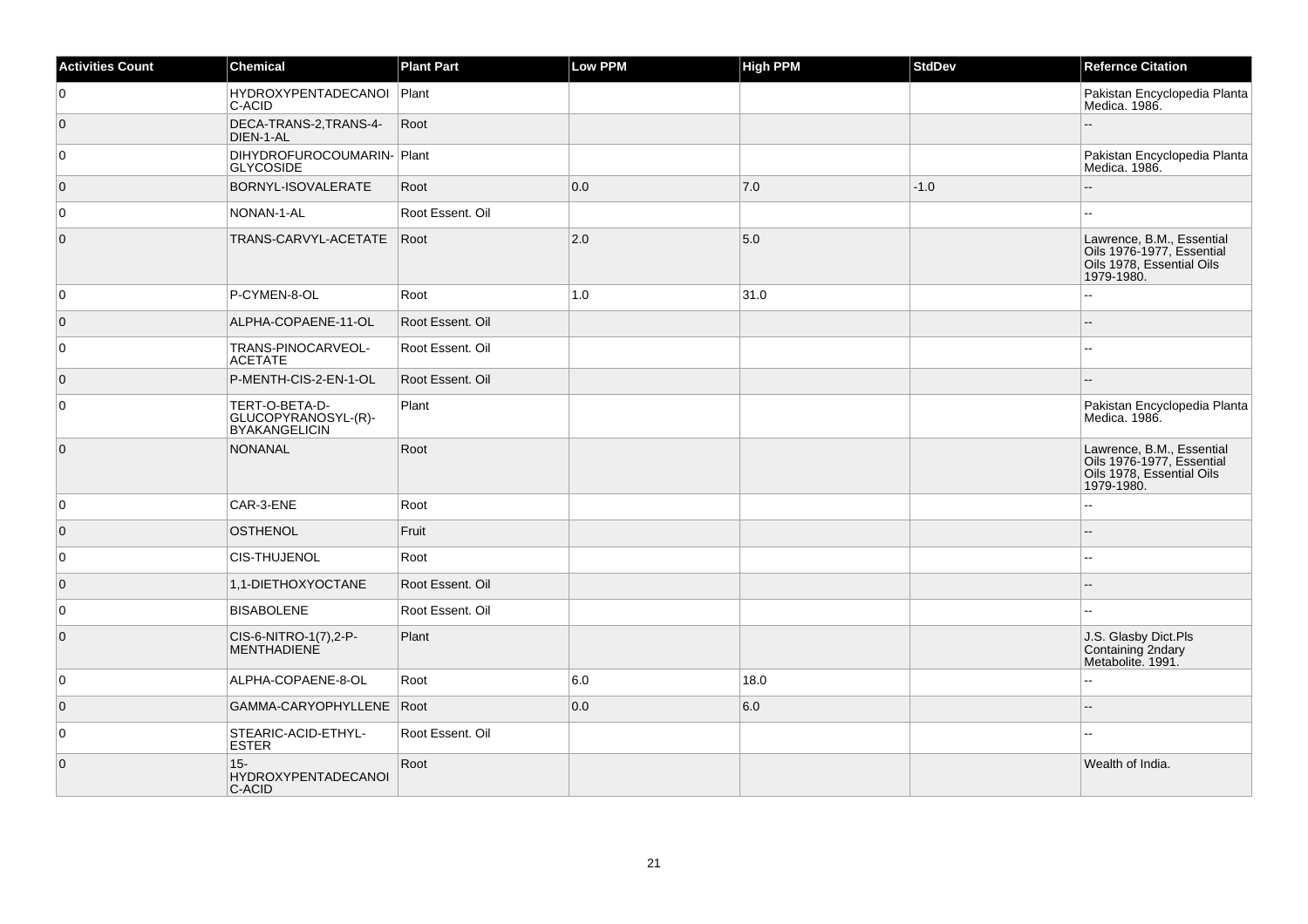| Activities Count | Chemical | Plant Part | Low PPM | High PPM | StdDev | Refernce Citation |
|---|---|---|---|---|---|---|
| 0 | HYDROXYPENTADECANOIC-ACID | Plant | | | | Pakistan Encyclopedia Planta Medica. 1986. |
| 0 | DECA-TRANS-2,TRANS-4-DIEN-1-AL | Root | | | | -- |
| 0 | DIHYDROFUROCOUMARIN-GLYCOSIDE | Plant | | | | Pakistan Encyclopedia Planta Medica. 1986. |
| 0 | BORNYL-ISOVALERATE | Root | 0.0 | 7.0 | -1.0 | -- |
| 0 | NONAN-1-AL | Root Essent. Oil | | | | -- |
| 0 | TRANS-CARVYL-ACETATE | Root | 2.0 | 5.0 | | Lawrence, B.M., Essential Oils 1976-1977, Essential Oils 1978, Essential Oils 1979-1980. |
| 0 | P-CYMEN-8-OL | Root | 1.0 | 31.0 | | -- |
| 0 | ALPHA-COPAENE-11-OL | Root Essent. Oil | | | | -- |
| 0 | TRANS-PINOCARVEOL-ACETATE | Root Essent. Oil | | | | -- |
| 0 | P-MENTH-CIS-2-EN-1-OL | Root Essent. Oil | | | | -- |
| 0 | TERT-O-BETA-D-GLUCOPYRANOSYL-(R)-BYAKANGELICIN | Plant | | | | Pakistan Encyclopedia Planta Medica. 1986. |
| 0 | NONANAL | Root | | | | Lawrence, B.M., Essential Oils 1976-1977, Essential Oils 1978, Essential Oils 1979-1980. |
| 0 | CAR-3-ENE | Root | | | | -- |
| 0 | OSTHENOL | Fruit | | | | -- |
| 0 | CIS-THUJENOL | Root | | | | -- |
| 0 | 1,1-DIETHOXYOCTANE | Root Essent. Oil | | | | -- |
| 0 | BISABOLENE | Root Essent. Oil | | | | -- |
| 0 | CIS-6-NITRO-1(7),2-P-MENTHADIENE | Plant | | | | J.S. Glasby Dict.Pls Containing 2ndary Metabolite. 1991. |
| 0 | ALPHA-COPAENE-8-OL | Root | 6.0 | 18.0 | | -- |
| 0 | GAMMA-CARYOPHYLLENE | Root | 0.0 | 6.0 | | -- |
| 0 | STEARIC-ACID-ETHYL-ESTER | Root Essent. Oil | | | | -- |
| 0 | 15-HYDROXYPENTADECANOIC-ACID | Root | | | | Wealth of India. |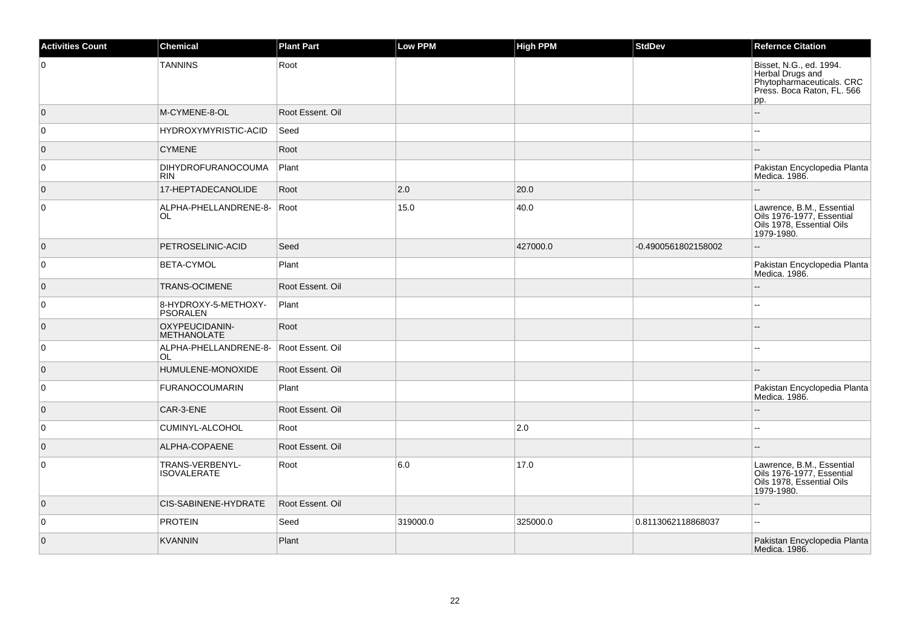| Activities Count | Chemical | Plant Part | Low PPM | High PPM | StdDev | Refernce Citation |
|---|---|---|---|---|---|---|
| 0 | TANNINS | Root | | | | Bisset, N.G., ed. 1994. Herbal Drugs and Phytopharmaceuticals. CRC Press. Boca Raton, FL. 566 pp. |
| 0 | M-CYMENE-8-OL | Root Essent. Oil | | | | -- |
| 0 | HYDROXYMYRISTIC-ACID | Seed | | | | -- |
| 0 | CYMENE | Root | | | | -- |
| 0 | DIHYDROFURANOCOUMARIN | Plant | | | | Pakistan Encyclopedia Planta Medica. 1986. |
| 0 | 17-HEPTADECANOLIDE | Root | 2.0 | 20.0 | | -- |
| 0 | ALPHA-PHELLANDRENE-8-OL | Root | 15.0 | 40.0 | | Lawrence, B.M., Essential Oils 1976-1977, Essential Oils 1978, Essential Oils 1979-1980. |
| 0 | PETROSELINIC-ACID | Seed | | 427000.0 | -0.4900561802158002 | -- |
| 0 | BETA-CYMOL | Plant | | | | Pakistan Encyclopedia Planta Medica. 1986. |
| 0 | TRANS-OCIMENE | Root Essent. Oil | | | | -- |
| 0 | 8-HYDROXY-5-METHOXY-PSORALEN | Plant | | | | -- |
| 0 | OXYPEUCIDANIN-METHANOLATE | Root | | | | -- |
| 0 | ALPHA-PHELLANDRENE-8-OL | Root Essent. Oil | | | | -- |
| 0 | HUMULENE-MONOXIDE | Root Essent. Oil | | | | -- |
| 0 | FURANOCOUMARIN | Plant | | | | Pakistan Encyclopedia Planta Medica. 1986. |
| 0 | CAR-3-ENE | Root Essent. Oil | | | | -- |
| 0 | CUMINYL-ALCOHOL | Root | | 2.0 | | -- |
| 0 | ALPHA-COPAENE | Root Essent. Oil | | | | -- |
| 0 | TRANS-VERBENYL-ISOVALERATE | Root | 6.0 | 17.0 | | Lawrence, B.M., Essential Oils 1976-1977, Essential Oils 1978, Essential Oils 1979-1980. |
| 0 | CIS-SABINENE-HYDRATE | Root Essent. Oil | | | | -- |
| 0 | PROTEIN | Seed | 319000.0 | 325000.0 | 0.8113062118868037 | -- |
| 0 | KVANNIN | Plant | | | | Pakistan Encyclopedia Planta Medica. 1986. |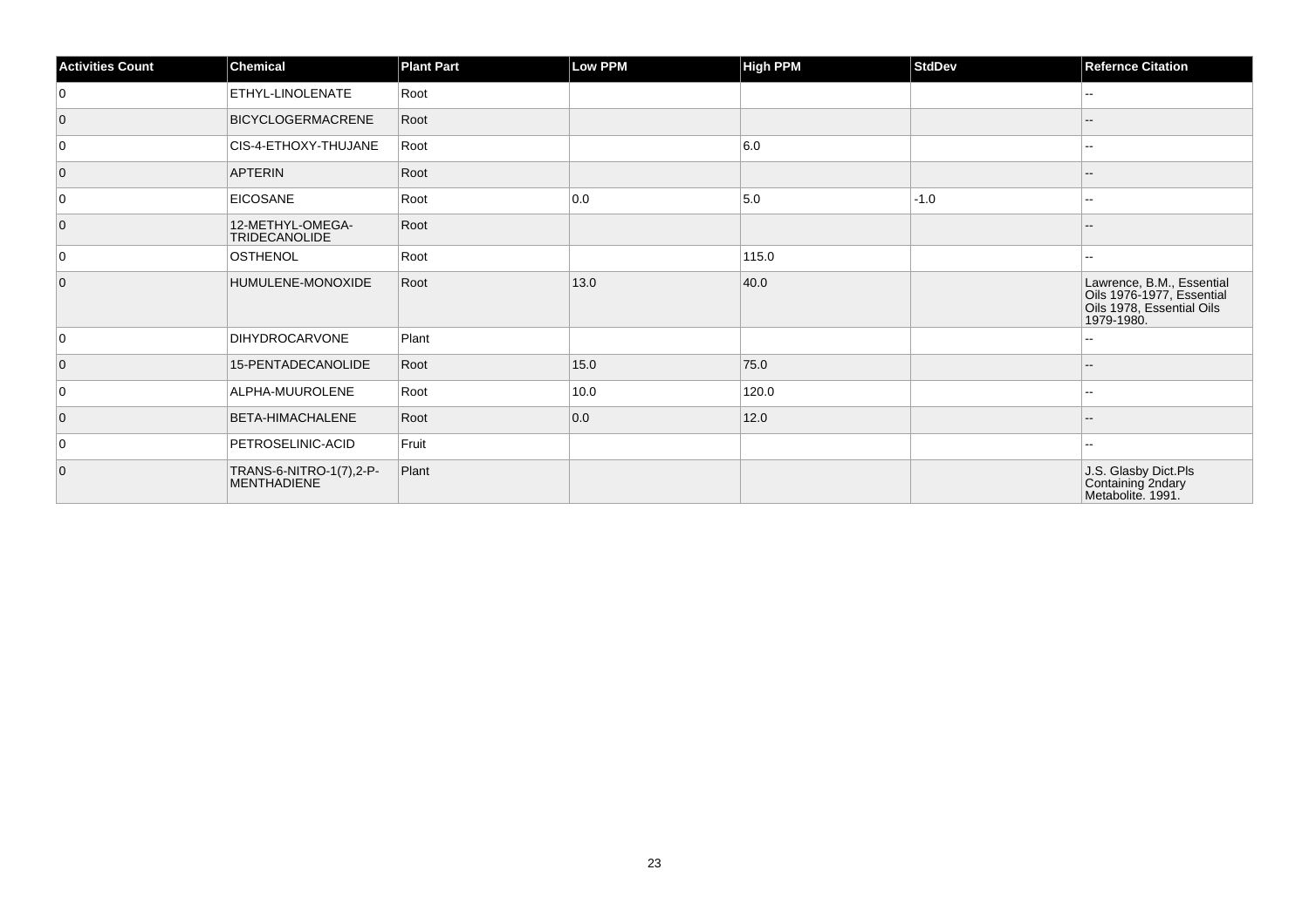| Activities Count | Chemical | Plant Part | Low PPM | High PPM | StdDev | Refernce Citation |
|---|---|---|---|---|---|---|
| 0 | ETHYL-LINOLENATE | Root | | | | -- |
| 0 | BICYCLOGERMACRENE | Root | | | | -- |
| 0 | CIS-4-ETHOXY-THUJANE | Root | | 6.0 | | -- |
| 0 | APTERIN | Root | | | | -- |
| 0 | EICOSANE | Root | 0.0 | 5.0 | -1.0 | -- |
| 0 | 12-METHYL-OMEGA-TRIDECANOLIDE | Root | | | | -- |
| 0 | OSTHENOL | Root | | 115.0 | | -- |
| 0 | HUMULENE-MONOXIDE | Root | 13.0 | 40.0 | | Lawrence, B.M., Essential Oils 1976-1977, Essential Oils 1978, Essential Oils 1979-1980. |
| 0 | DIHYDROCARVONE | Plant | | | | -- |
| 0 | 15-PENTADECANOLIDE | Root | 15.0 | 75.0 | | -- |
| 0 | ALPHA-MUUROLENE | Root | 10.0 | 120.0 | | -- |
| 0 | BETA-HIMACHALENE | Root | 0.0 | 12.0 | | -- |
| 0 | PETROSELINIC-ACID | Fruit | | | | -- |
| 0 | TRANS-6-NITRO-1(7),2-P-MENTHADIENE | Plant | | | | J.S. Glasby Dict.Pls Containing 2ndary Metabolite. 1991. |